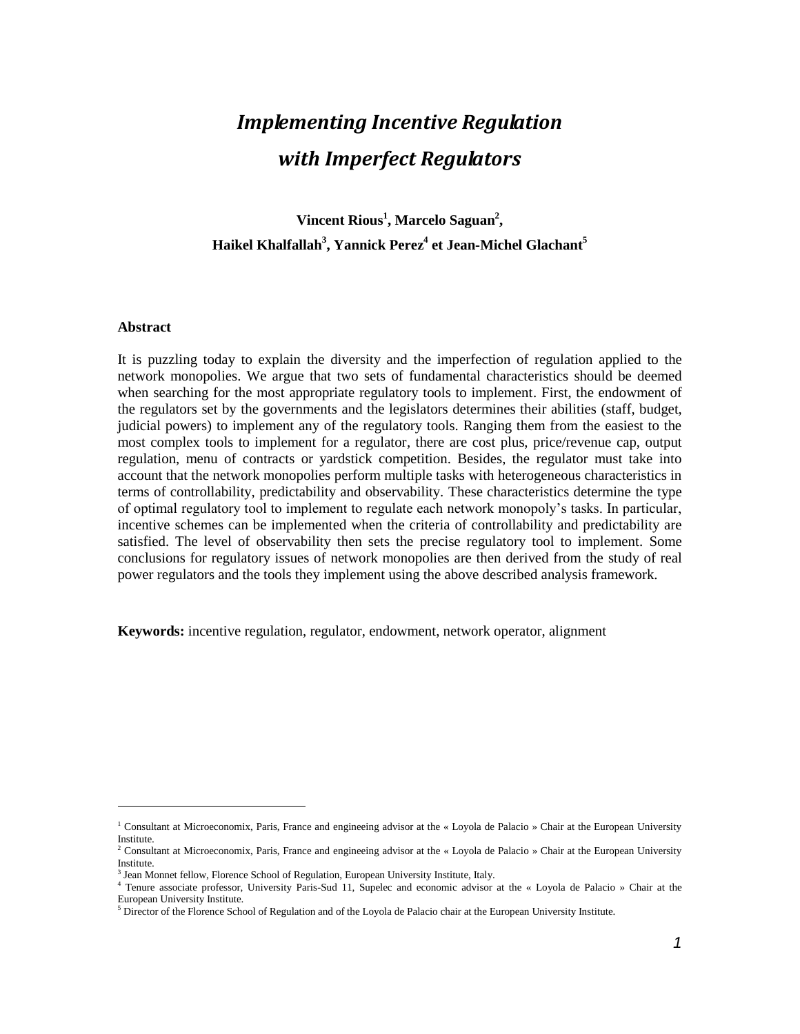# *Implementing Incentive Regulation with Imperfect Regulators*

**Vincent Rious[1], Marcelo Saguan[2], Haikel Khalfallah[3], Yannick Perez[4] et Jean-Michel Glachant[5]**

## Abstract

It is puzzling today to explain the diversity and the imperfection of regulation applied to the network monopolies. We argue that two sets of fundamental characteristics should be deemed when searching for the most appropriate regulatory tools to implement. First, the endowment of the regulators set by the governments and the legislators determines their abilities (staff, budget, judicial powers) to implement any of the regulatory tools. Ranging them from the easiest to the most complex tools to implement for a regulator, there are cost plus, price/revenue cap, output regulation, menu of contracts or yardstick competition. Besides, the regulator must take into account that the network monopolies perform multiple tasks with heterogeneous characteristics in terms of controllability, predictability and observability. These characteristics determine the type of optimal regulatory tool to implement to regulate each network monopoly's tasks. In particular, incentive schemes can be implemented when the criteria of controllability and predictability are satisfied. The level of observability then sets the precise regulatory tool to implement. Some conclusions for regulatory issues of network monopolies are then derived from the study of real power regulators and the tools they implement using the above described analysis framework.

**Keywords:** incentive regulation, regulator, endowment, network operator, alignment

---

[1] Consultant at Microeconomix, Paris, France and engineeing advisor at the « Loyola de Palacio » Chair at the European University Institute.

[2] Consultant at Microeconomix, Paris, France and engineeing advisor at the « Loyola de Palacio » Chair at the European University Institute.

[3] Jean Monnet fellow, Florence School of Regulation, European University Institute, Italy.

[4] Tenure associate professor, University Paris-Sud 11, Supelec and economic advisor at the « Loyola de Palacio » Chair at the European University Institute.

[5] Director of the Florence School of Regulation and of the Loyola de Palacio chair at the European University Institute.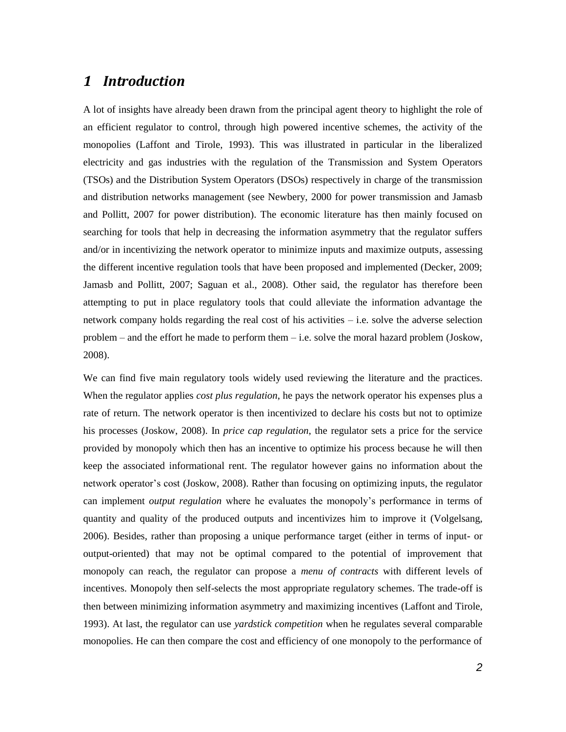# 1 Introduction

A lot of insights have already been drawn from the principal agent theory to highlight the role of an efficient regulator to control, through high powered incentive schemes, the activity of the monopolies (Laffont and Tirole, 1993). This was illustrated in particular in the liberalized electricity and gas industries with the regulation of the Transmission and System Operators (TSOs) and the Distribution System Operators (DSOs) respectively in charge of the transmission and distribution networks management (see Newbery, 2000 for power transmission and Jamasb and Pollitt, 2007 for power distribution). The economic literature has then mainly focused on searching for tools that help in decreasing the information asymmetry that the regulator suffers and/or in incentivizing the network operator to minimize inputs and maximize outputs, assessing the different incentive regulation tools that have been proposed and implemented (Decker, 2009; Jamasb and Pollitt, 2007; Saguan et al., 2008). Other said, the regulator has therefore been attempting to put in place regulatory tools that could alleviate the information advantage the network company holds regarding the real cost of his activities – i.e. solve the adverse selection problem – and the effort he made to perform them – i.e. solve the moral hazard problem (Joskow, 2008).

We can find five main regulatory tools widely used reviewing the literature and the practices. When the regulator applies *cost plus regulation*, he pays the network operator his expenses plus a rate of return. The network operator is then incentivized to declare his costs but not to optimize his processes (Joskow, 2008). In *price cap regulation*, the regulator sets a price for the service provided by monopoly which then has an incentive to optimize his process because he will then keep the associated informational rent. The regulator however gains no information about the network operator's cost (Joskow, 2008). Rather than focusing on optimizing inputs, the regulator can implement *output regulation* where he evaluates the monopoly's performance in terms of quantity and quality of the produced outputs and incentivizes him to improve it (Volgelsang, 2006). Besides, rather than proposing a unique performance target (either in terms of input- or output-oriented) that may not be optimal compared to the potential of improvement that monopoly can reach, the regulator can propose a *menu of contracts* with different levels of incentives. Monopoly then self-selects the most appropriate regulatory schemes. The trade-off is then between minimizing information asymmetry and maximizing incentives (Laffont and Tirole, 1993). At last, the regulator can use *yardstick competition* when he regulates several comparable monopolies. He can then compare the cost and efficiency of one monopoly to the performance of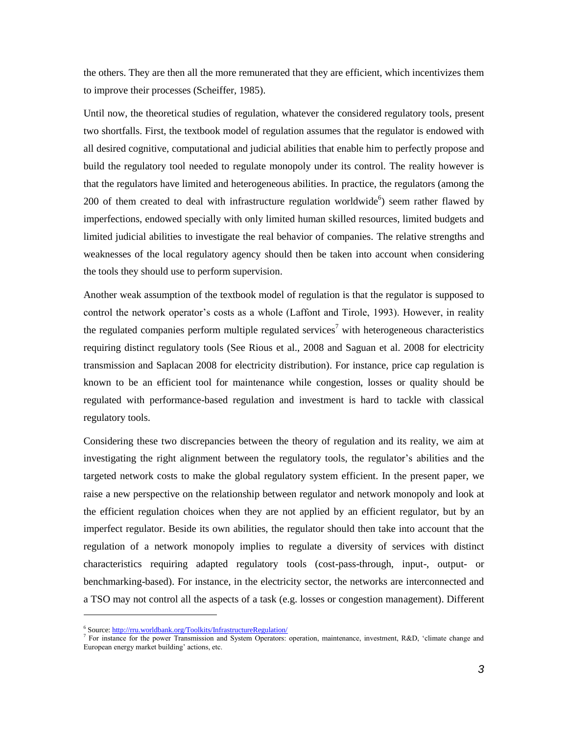the others. They are then all the more remunerated that they are efficient, which incentivizes them to improve their processes (Scheiffer, 1985).

Until now, the theoretical studies of regulation, whatever the considered regulatory tools, present two shortfalls. First, the textbook model of regulation assumes that the regulator is endowed with all desired cognitive, computational and judicial abilities that enable him to perfectly propose and build the regulatory tool needed to regulate monopoly under its control. The reality however is that the regulators have limited and heterogeneous abilities. In practice, the regulators (among the 200 of them created to deal with infrastructure regulation worldwide[6]) seem rather flawed by imperfections, endowed specially with only limited human skilled resources, limited budgets and limited judicial abilities to investigate the real behavior of companies. The relative strengths and weaknesses of the local regulatory agency should then be taken into account when considering the tools they should use to perform supervision.

Another weak assumption of the textbook model of regulation is that the regulator is supposed to control the network operator's costs as a whole (Laffont and Tirole, 1993). However, in reality the regulated companies perform multiple regulated services[7] with heterogeneous characteristics requiring distinct regulatory tools (See Rious et al., 2008 and Saguan et al. 2008 for electricity transmission and Saplacan 2008 for electricity distribution). For instance, price cap regulation is known to be an efficient tool for maintenance while congestion, losses or quality should be regulated with performance-based regulation and investment is hard to tackle with classical regulatory tools.

Considering these two discrepancies between the theory of regulation and its reality, we aim at investigating the right alignment between the regulatory tools, the regulator's abilities and the targeted network costs to make the global regulatory system efficient. In the present paper, we raise a new perspective on the relationship between regulator and network monopoly and look at the efficient regulation choices when they are not applied by an efficient regulator, but by an imperfect regulator. Beside its own abilities, the regulator should then take into account that the regulation of a network monopoly implies to regulate a diversity of services with distinct characteristics requiring adapted regulatory tools (cost-pass-through, input-, output- or benchmarking-based). For instance, in the electricity sector, the networks are interconnected and a TSO may not control all the aspects of a task (e.g. losses or congestion management). Different

---

[6] Source: http://rru.worldbank.org/Toolkits/InfrastructureRegulation/

[7] For instance for the power Transmission and System Operators: operation, maintenance, investment, R&D, 'climate change and European energy market building' actions, etc.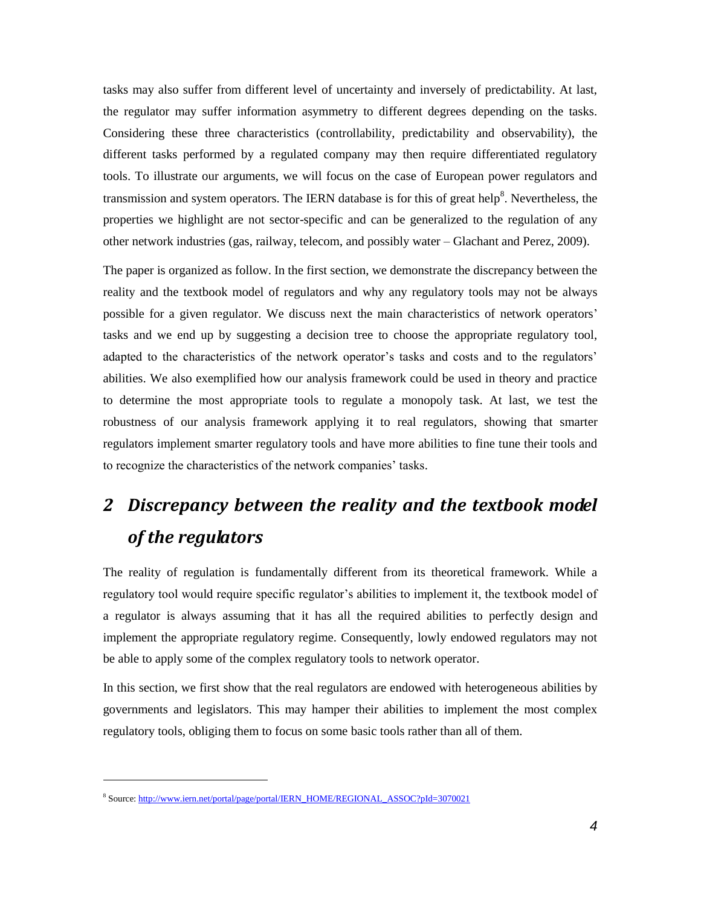tasks may also suffer from different level of uncertainty and inversely of predictability. At last, the regulator may suffer information asymmetry to different degrees depending on the tasks. Considering these three characteristics (controllability, predictability and observability), the different tasks performed by a regulated company may then require differentiated regulatory tools. To illustrate our arguments, we will focus on the case of European power regulators and transmission and system operators. The IERN database is for this of great help[8]. Nevertheless, the properties we highlight are not sector-specific and can be generalized to the regulation of any other network industries (gas, railway, telecom, and possibly water – Glachant and Perez, 2009).

The paper is organized as follow. In the first section, we demonstrate the discrepancy between the reality and the textbook model of regulators and why any regulatory tools may not be always possible for a given regulator. We discuss next the main characteristics of network operators' tasks and we end up by suggesting a decision tree to choose the appropriate regulatory tool, adapted to the characteristics of the network operator's tasks and costs and to the regulators' abilities. We also exemplified how our analysis framework could be used in theory and practice to determine the most appropriate tools to regulate a monopoly task. At last, we test the robustness of our analysis framework applying it to real regulators, showing that smarter regulators implement smarter regulatory tools and have more abilities to fine tune their tools and to recognize the characteristics of the network companies' tasks.

# 2 Discrepancy between the reality and the textbook model of the regulators

The reality of regulation is fundamentally different from its theoretical framework. While a regulatory tool would require specific regulator's abilities to implement it, the textbook model of a regulator is always assuming that it has all the required abilities to perfectly design and implement the appropriate regulatory regime. Consequently, lowly endowed regulators may not be able to apply some of the complex regulatory tools to network operator.

In this section, we first show that the real regulators are endowed with heterogeneous abilities by governments and legislators. This may hamper their abilities to implement the most complex regulatory tools, obliging them to focus on some basic tools rather than all of them.

[8] Source: http://www.iern.net/portal/page/portal/IERN_HOME/REGIONAL_ASSOC?pId=3070021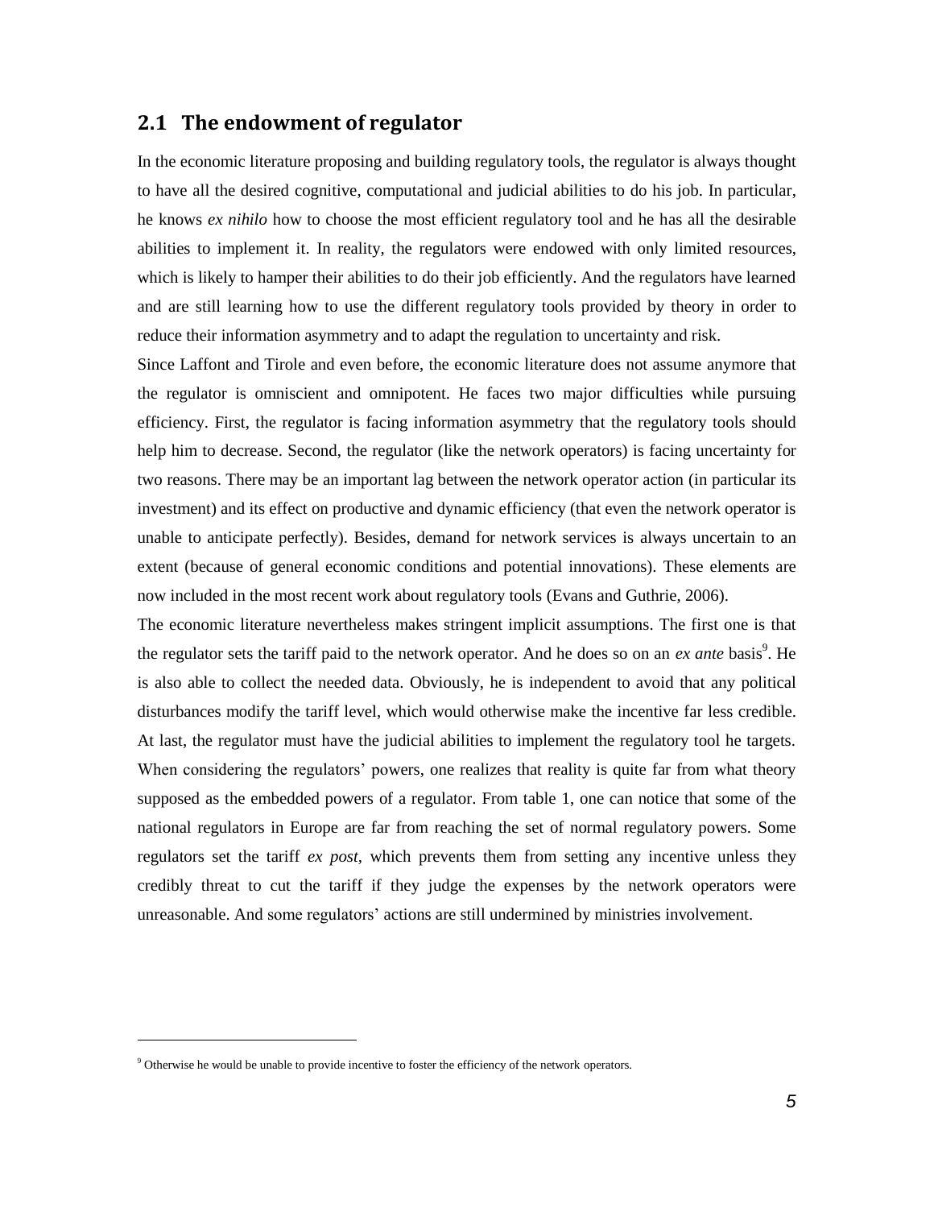## 2.1 The endowment of regulator

In the economic literature proposing and building regulatory tools, the regulator is always thought to have all the desired cognitive, computational and judicial abilities to do his job. In particular, he knows *ex nihilo* how to choose the most efficient regulatory tool and he has all the desirable abilities to implement it. In reality, the regulators were endowed with only limited resources, which is likely to hamper their abilities to do their job efficiently. And the regulators have learned and are still learning how to use the different regulatory tools provided by theory in order to reduce their information asymmetry and to adapt the regulation to uncertainty and risk.

Since Laffont and Tirole and even before, the economic literature does not assume anymore that the regulator is omniscient and omnipotent. He faces two major difficulties while pursuing efficiency. First, the regulator is facing information asymmetry that the regulatory tools should help him to decrease. Second, the regulator (like the network operators) is facing uncertainty for two reasons. There may be an important lag between the network operator action (in particular its investment) and its effect on productive and dynamic efficiency (that even the network operator is unable to anticipate perfectly). Besides, demand for network services is always uncertain to an extent (because of general economic conditions and potential innovations). These elements are now included in the most recent work about regulatory tools (Evans and Guthrie, 2006).

The economic literature nevertheless makes stringent implicit assumptions. The first one is that the regulator sets the tariff paid to the network operator. And he does so on an *ex ante* basis[9]. He is also able to collect the needed data. Obviously, he is independent to avoid that any political disturbances modify the tariff level, which would otherwise make the incentive far less credible. At last, the regulator must have the judicial abilities to implement the regulatory tool he targets. When considering the regulators' powers, one realizes that reality is quite far from what theory supposed as the embedded powers of a regulator. From table 1, one can notice that some of the national regulators in Europe are far from reaching the set of normal regulatory powers. Some regulators set the tariff *ex post*, which prevents them from setting any incentive unless they credibly threat to cut the tariff if they judge the expenses by the network operators were unreasonable. And some regulators' actions are still undermined by ministries involvement.

---

[9] Otherwise he would be unable to provide incentive to foster the efficiency of the network operators.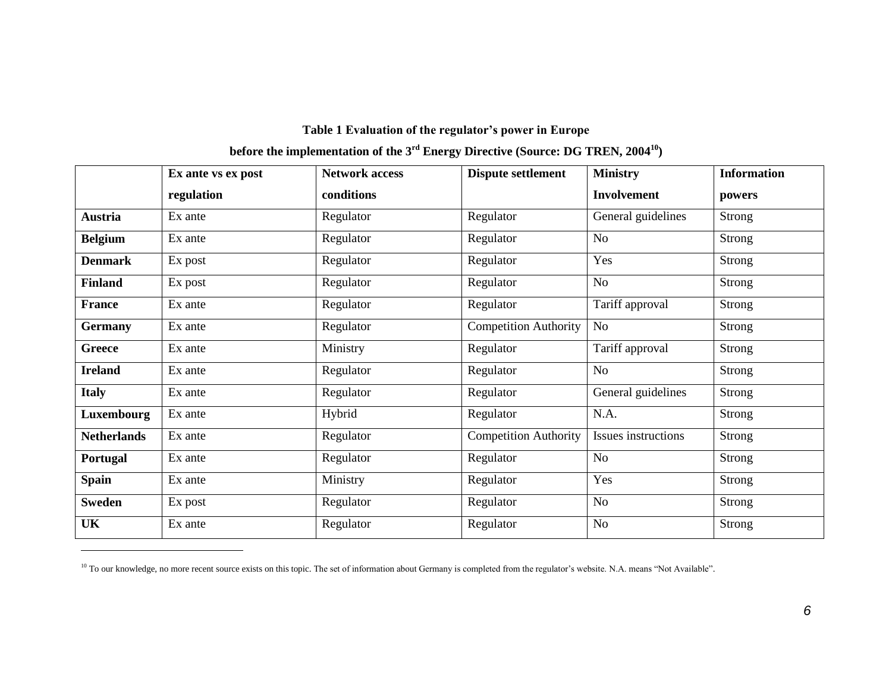**Table 1 Evaluation of the regulator's power in Europe**

**before the implementation of the 3rd Energy Directive (Source: DG TREN, 2004[10])**

| | Ex ante vs ex post regulation | Network access conditions | Dispute settlement | Ministry Involvement | Information powers |
|---|---|---|---|---|---|
| **Austria** | Ex ante | Regulator | Regulator | General guidelines | Strong |
| **Belgium** | Ex ante | Regulator | Regulator | No | Strong |
| **Denmark** | Ex post | Regulator | Regulator | Yes | Strong |
| **Finland** | Ex post | Regulator | Regulator | No | Strong |
| **France** | Ex ante | Regulator | Regulator | Tariff approval | Strong |
| **Germany** | Ex ante | Regulator | Competition Authority | No | Strong |
| **Greece** | Ex ante | Ministry | Regulator | Tariff approval | Strong |
| **Ireland** | Ex ante | Regulator | Regulator | No | Strong |
| **Italy** | Ex ante | Regulator | Regulator | General guidelines | Strong |
| **Luxembourg** | Ex ante | Hybrid | Regulator | N.A. | Strong |
| **Netherlands** | Ex ante | Regulator | Competition Authority | Issues instructions | Strong |
| **Portugal** | Ex ante | Regulator | Regulator | No | Strong |
| **Spain** | Ex ante | Ministry | Regulator | Yes | Strong |
| **Sweden** | Ex post | Regulator | Regulator | No | Strong |
| **UK** | Ex ante | Regulator | Regulator | No | Strong |

[10] To our knowledge, no more recent source exists on this topic. The set of information about Germany is completed from the regulator's website. N.A. means "Not Available".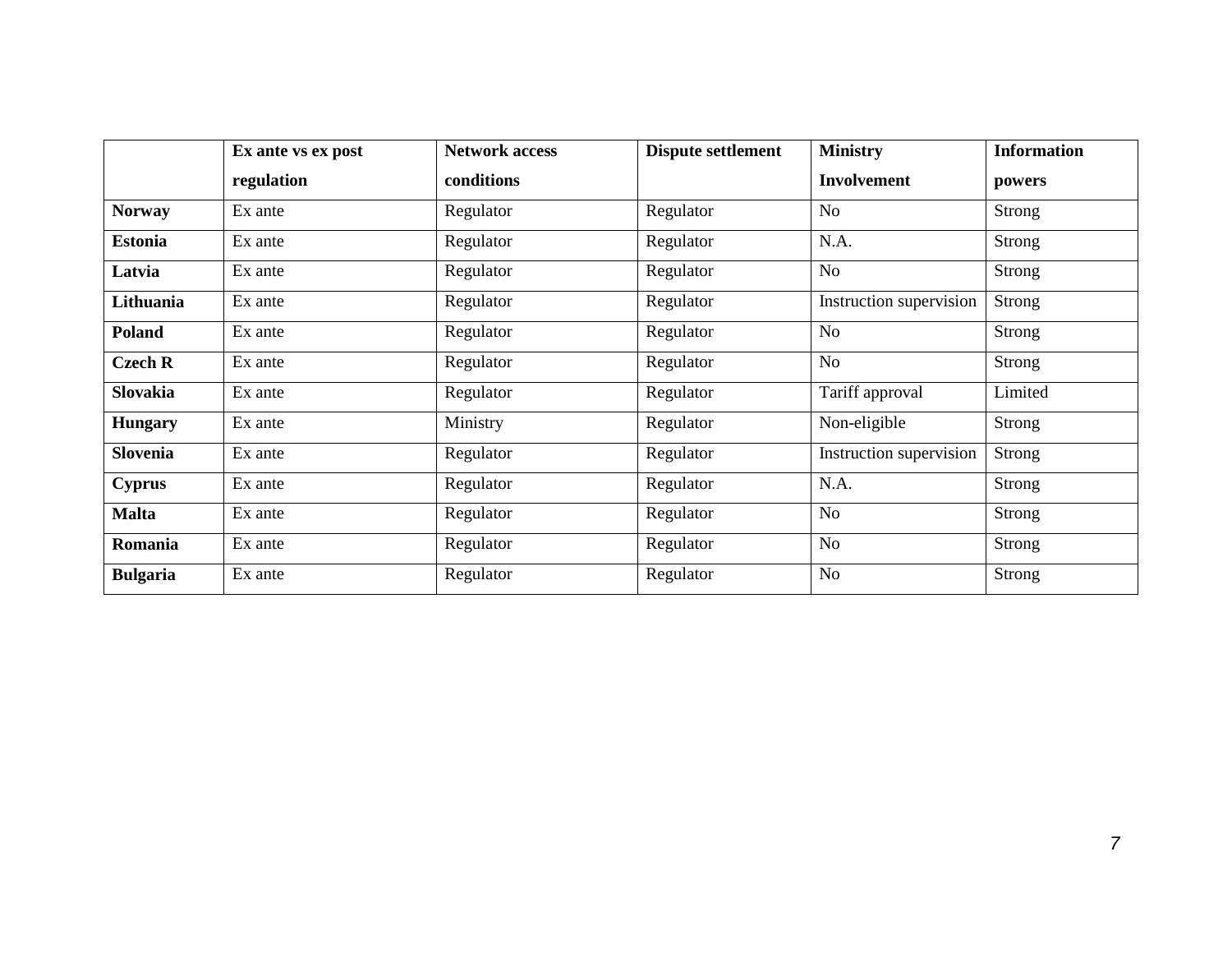| | Ex ante vs ex post regulation | Network access conditions | Dispute settlement | Ministry Involvement | Information powers |
|---|---|---|---|---|---|
| **Norway** | Ex ante | Regulator | Regulator | No | Strong |
| **Estonia** | Ex ante | Regulator | Regulator | N.A. | Strong |
| **Latvia** | Ex ante | Regulator | Regulator | No | Strong |
| **Lithuania** | Ex ante | Regulator | Regulator | Instruction supervision | Strong |
| **Poland** | Ex ante | Regulator | Regulator | No | Strong |
| **Czech R** | Ex ante | Regulator | Regulator | No | Strong |
| **Slovakia** | Ex ante | Regulator | Regulator | Tariff approval | Limited |
| **Hungary** | Ex ante | Ministry | Regulator | Non-eligible | Strong |
| **Slovenia** | Ex ante | Regulator | Regulator | Instruction supervision | Strong |
| **Cyprus** | Ex ante | Regulator | Regulator | N.A. | Strong |
| **Malta** | Ex ante | Regulator | Regulator | No | Strong |
| **Romania** | Ex ante | Regulator | Regulator | No | Strong |
| **Bulgaria** | Ex ante | Regulator | Regulator | No | Strong |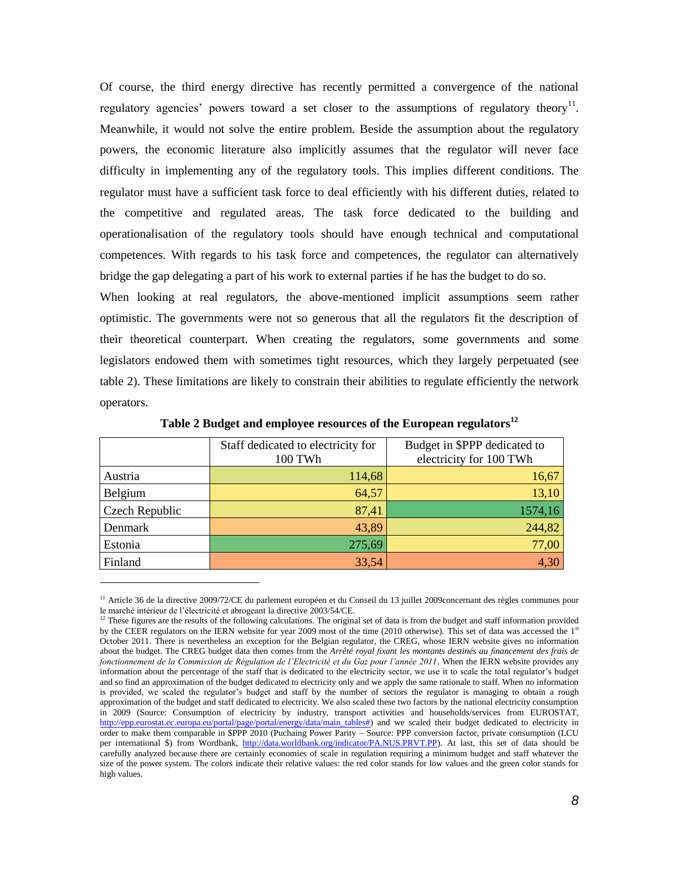Of course, the third energy directive has recently permitted a convergence of the national regulatory agencies' powers toward a set closer to the assumptions of regulatory theory[11]. Meanwhile, it would not solve the entire problem. Beside the assumption about the regulatory powers, the economic literature also implicitly assumes that the regulator will never face difficulty in implementing any of the regulatory tools. This implies different conditions. The regulator must have a sufficient task force to deal efficiently with his different duties, related to the competitive and regulated areas. The task force dedicated to the building and operationalisation of the regulatory tools should have enough technical and computational competences. With regards to his task force and competences, the regulator can alternatively bridge the gap delegating a part of his work to external parties if he has the budget to do so.

When looking at real regulators, the above-mentioned implicit assumptions seem rather optimistic. The governments were not so generous that all the regulators fit the description of their theoretical counterpart. When creating the regulators, some governments and some legislators endowed them with sometimes tight resources, which they largely perpetuated (see table 2). These limitations are likely to constrain their abilities to regulate efficiently the network operators.

**Table 2 Budget and employee resources of the European regulators[12]**

| | Staff dedicated to electricity for 100 TWh | Budget in $PPP dedicated to electricity for 100 TWh |
|---|---:|---:|
| Austria | 114,68 | 16,67 |
| Belgium | 64,57 | 13,10 |
| Czech Republic | 87,41 | 1574,16 |
| Denmark | 43,89 | 244,82 |
| Estonia | 275,69 | 77,00 |
| Finland | 33,54 | 4,30 |

[11] Article 36 de la directive 2009/72/CE du parlement européen et du Conseil du 13 juillet 2009concernant des règles communes pour le marché intérieur de l'électricité et abrogeant la directive 2003/54/CE.

[12] These figures are the results of the following calculations. The original set of data is from the budget and staff information provided by the CEER regulators on the IERN website for year 2009 most of the time (2010 otherwise). This set of data was accessed the 1st October 2011. There is nevertheless an exception for the Belgian regulator, the CREG, whose IERN website gives no information about the budget. The CREG budget data then comes from the *Arrêté royal fixant les montants destinés au financement des frais de fonctionnement de la Commission de Régulation de l'Electricité et du Gaz pour l'année 2011*. When the IERN website provides any information about the percentage of the staff that is dedicated to the electricity sector, we use it to scale the total regulator's budget and so find an approximation of the budget dedicated to electricity only and we apply the same rationale to staff. When no information is provided, we scaled the regulator's budget and staff by the number of sectors the regulator is managing to obtain a rough approximation of the budget and staff dedicated to electricity. We also scaled these two factors by the national electricity consumption in 2009 (Source: Consumption of electricity by industry, transport activities and households/services from EUROSTAT, http://epp.eurostat.ec.europa.eu/portal/page/portal/energy/data/main_tables#) and we scaled their budget dedicated to electricity in order to make them comparable in $PPP 2010 (Puchaing Power Parity – Source: PPP conversion factor, private consumption (LCU per international $) from Wordbank, http://data.worldbank.org/indicator/PA.NUS.PRVT.PP). At last, this set of data should be carefully analyzed because there are certainly economies of scale in regulation requiring a minimum budget and staff whatever the size of the power system. The colors indicate their relative values: the red color stands for low values and the green color stands for high values.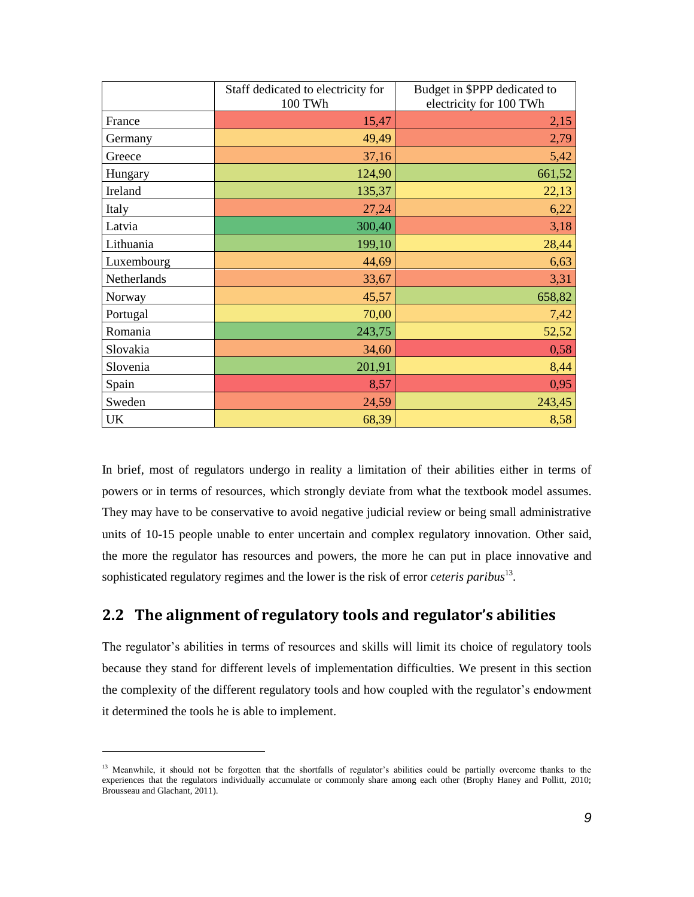| | Staff dedicated to electricity for 100 TWh | Budget in $PPP dedicated to electricity for 100 TWh |
|---|---|---|
| France | 15,47 | 2,15 |
| Germany | 49,49 | 2,79 |
| Greece | 37,16 | 5,42 |
| Hungary | 124,90 | 661,52 |
| Ireland | 135,37 | 22,13 |
| Italy | 27,24 | 6,22 |
| Latvia | 300,40 | 3,18 |
| Lithuania | 199,10 | 28,44 |
| Luxembourg | 44,69 | 6,63 |
| Netherlands | 33,67 | 3,31 |
| Norway | 45,57 | 658,82 |
| Portugal | 70,00 | 7,42 |
| Romania | 243,75 | 52,52 |
| Slovakia | 34,60 | 0,58 |
| Slovenia | 201,91 | 8,44 |
| Spain | 8,57 | 0,95 |
| Sweden | 24,59 | 243,45 |
| UK | 68,39 | 8,58 |

In brief, most of regulators undergo in reality a limitation of their abilities either in terms of powers or in terms of resources, which strongly deviate from what the textbook model assumes. They may have to be conservative to avoid negative judicial review or being small administrative units of 10-15 people unable to enter uncertain and complex regulatory innovation. Other said, the more the regulator has resources and powers, the more he can put in place innovative and sophisticated regulatory regimes and the lower is the risk of error *ceteris paribus*[13].

## 2.2 The alignment of regulatory tools and regulator's abilities

The regulator's abilities in terms of resources and skills will limit its choice of regulatory tools because they stand for different levels of implementation difficulties. We present in this section the complexity of the different regulatory tools and how coupled with the regulator's endowment it determined the tools he is able to implement.

[13] Meanwhile, it should not be forgotten that the shortfalls of regulator's abilities could be partially overcome thanks to the experiences that the regulators individually accumulate or commonly share among each other (Brophy Haney and Pollitt, 2010; Brousseau and Glachant, 2011).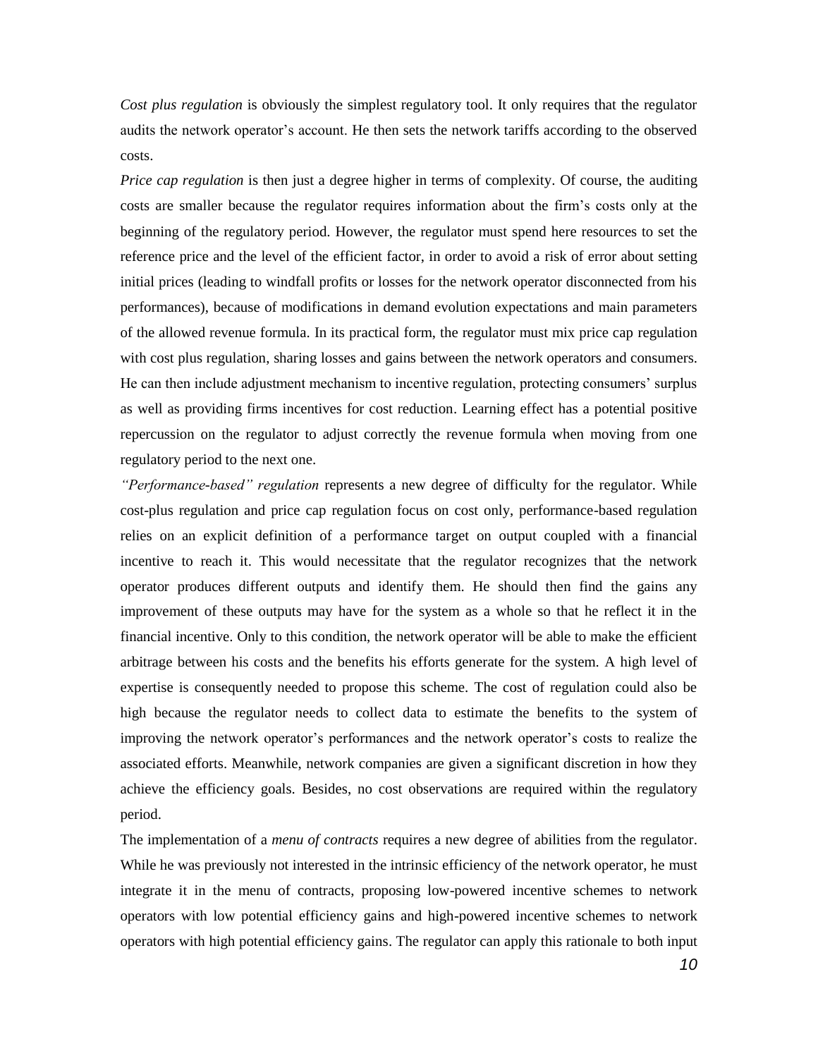*Cost plus regulation* is obviously the simplest regulatory tool. It only requires that the regulator audits the network operator's account. He then sets the network tariffs according to the observed costs.

*Price cap regulation* is then just a degree higher in terms of complexity. Of course, the auditing costs are smaller because the regulator requires information about the firm's costs only at the beginning of the regulatory period. However, the regulator must spend here resources to set the reference price and the level of the efficient factor, in order to avoid a risk of error about setting initial prices (leading to windfall profits or losses for the network operator disconnected from his performances), because of modifications in demand evolution expectations and main parameters of the allowed revenue formula. In its practical form, the regulator must mix price cap regulation with cost plus regulation, sharing losses and gains between the network operators and consumers. He can then include adjustment mechanism to incentive regulation, protecting consumers' surplus as well as providing firms incentives for cost reduction. Learning effect has a potential positive repercussion on the regulator to adjust correctly the revenue formula when moving from one regulatory period to the next one.

*"Performance-based" regulation* represents a new degree of difficulty for the regulator. While cost-plus regulation and price cap regulation focus on cost only, performance-based regulation relies on an explicit definition of a performance target on output coupled with a financial incentive to reach it. This would necessitate that the regulator recognizes that the network operator produces different outputs and identify them. He should then find the gains any improvement of these outputs may have for the system as a whole so that he reflect it in the financial incentive. Only to this condition, the network operator will be able to make the efficient arbitrage between his costs and the benefits his efforts generate for the system. A high level of expertise is consequently needed to propose this scheme. The cost of regulation could also be high because the regulator needs to collect data to estimate the benefits to the system of improving the network operator's performances and the network operator's costs to realize the associated efforts. Meanwhile, network companies are given a significant discretion in how they achieve the efficiency goals. Besides, no cost observations are required within the regulatory period.

The implementation of a *menu of contracts* requires a new degree of abilities from the regulator. While he was previously not interested in the intrinsic efficiency of the network operator, he must integrate it in the menu of contracts, proposing low-powered incentive schemes to network operators with low potential efficiency gains and high-powered incentive schemes to network operators with high potential efficiency gains. The regulator can apply this rationale to both input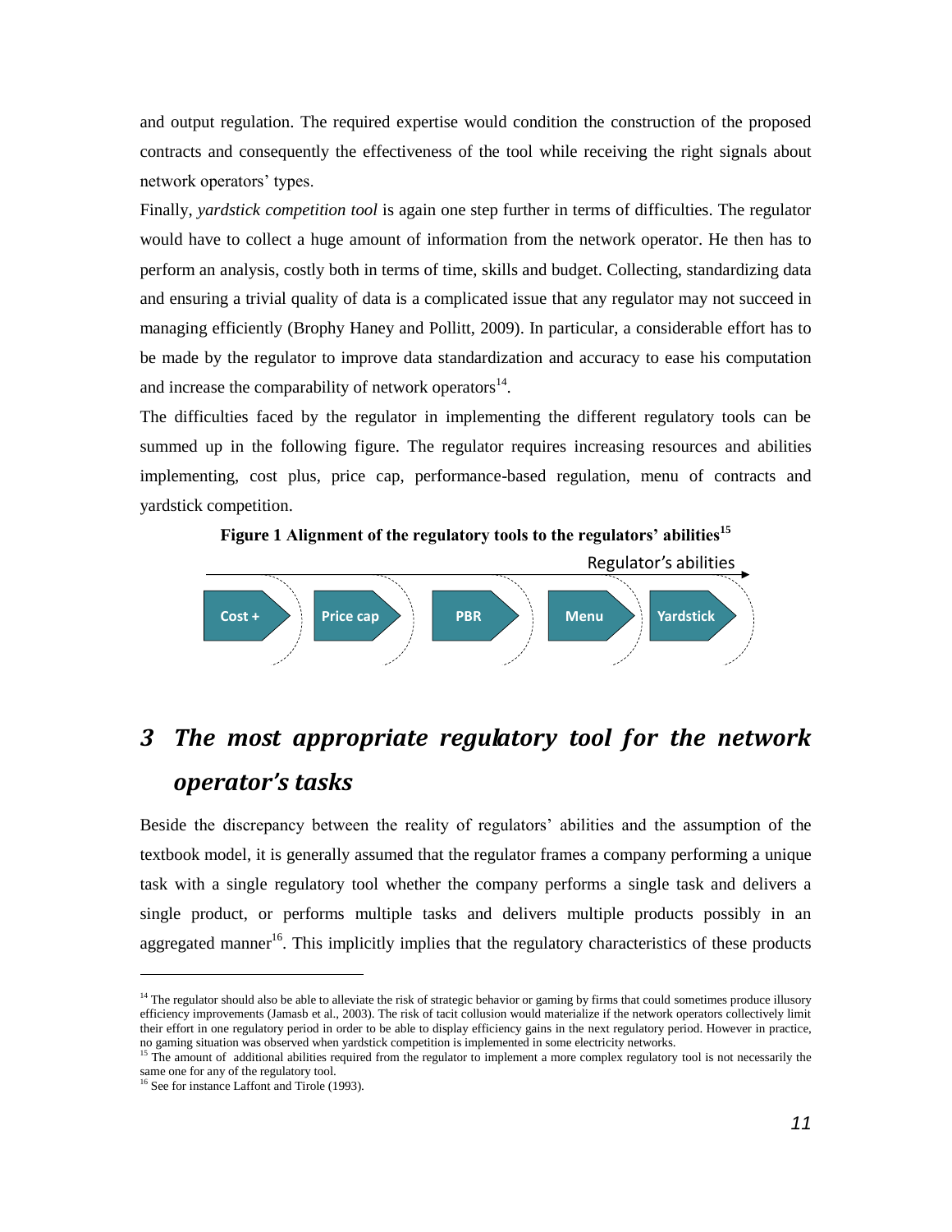and output regulation. The required expertise would condition the construction of the proposed contracts and consequently the effectiveness of the tool while receiving the right signals about network operators' types.

Finally, *yardstick competition tool* is again one step further in terms of difficulties. The regulator would have to collect a huge amount of information from the network operator. He then has to perform an analysis, costly both in terms of time, skills and budget. Collecting, standardizing data and ensuring a trivial quality of data is a complicated issue that any regulator may not succeed in managing efficiently (Brophy Haney and Pollitt, 2009). In particular, a considerable effort has to be made by the regulator to improve data standardization and accuracy to ease his computation and increase the comparability of network operators[14].

The difficulties faced by the regulator in implementing the different regulatory tools can be summed up in the following figure. The regulator requires increasing resources and abilities implementing, cost plus, price cap, performance-based regulation, menu of contracts and yardstick competition.

**Figure 1 Alignment of the regulatory tools to the regulators' abilities[15]**

Regulator's abilities →

Cost + → Price cap → PBR → Menu → Yardstick

## 3 *The most appropriate regulatory tool for the network operator's tasks*

Beside the discrepancy between the reality of regulators' abilities and the assumption of the textbook model, it is generally assumed that the regulator frames a company performing a unique task with a single regulatory tool whether the company performs a single task and delivers a single product, or performs multiple tasks and delivers multiple products possibly in an aggregated manner[16]. This implicitly implies that the regulatory characteristics of these products

---

[14] The regulator should also be able to alleviate the risk of strategic behavior or gaming by firms that could sometimes produce illusory efficiency improvements (Jamasb et al., 2003). The risk of tacit collusion would materialize if the network operators collectively limit their effort in one regulatory period in order to be able to display efficiency gains in the next regulatory period. However in practice, no gaming situation was observed when yardstick competition is implemented in some electricity networks.

[15] The amount of additional abilities required from the regulator to implement a more complex regulatory tool is not necessarily the same one for any of the regulatory tool.

[16] See for instance Laffont and Tirole (1993).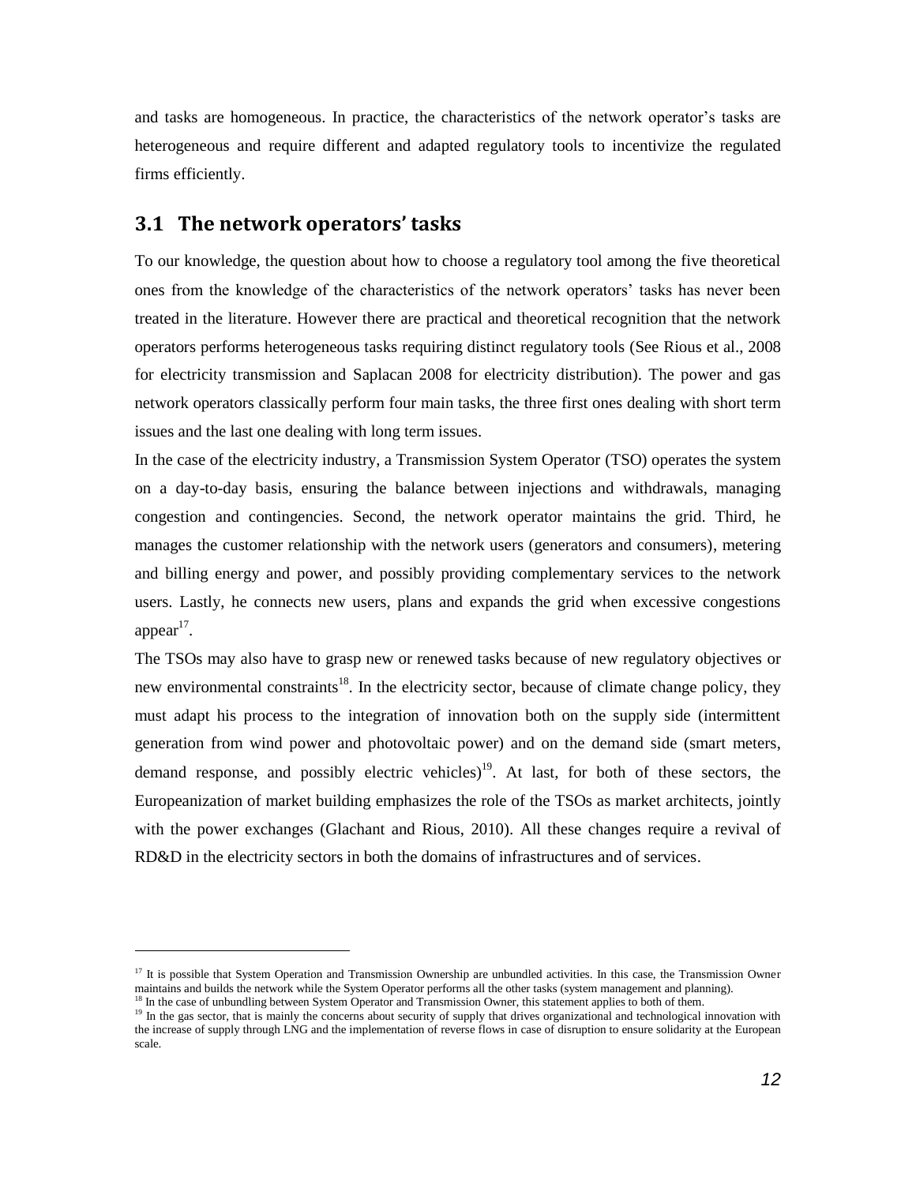and tasks are homogeneous. In practice, the characteristics of the network operator's tasks are heterogeneous and require different and adapted regulatory tools to incentivize the regulated firms efficiently.

## 3.1 The network operators' tasks

To our knowledge, the question about how to choose a regulatory tool among the five theoretical ones from the knowledge of the characteristics of the network operators' tasks has never been treated in the literature. However there are practical and theoretical recognition that the network operators performs heterogeneous tasks requiring distinct regulatory tools (See Rious et al., 2008 for electricity transmission and Saplacan 2008 for electricity distribution). The power and gas network operators classically perform four main tasks, the three first ones dealing with short term issues and the last one dealing with long term issues.

In the case of the electricity industry, a Transmission System Operator (TSO) operates the system on a day-to-day basis, ensuring the balance between injections and withdrawals, managing congestion and contingencies. Second, the network operator maintains the grid. Third, he manages the customer relationship with the network users (generators and consumers), metering and billing energy and power, and possibly providing complementary services to the network users. Lastly, he connects new users, plans and expands the grid when excessive congestions appear[17].

The TSOs may also have to grasp new or renewed tasks because of new regulatory objectives or new environmental constraints[18]. In the electricity sector, because of climate change policy, they must adapt his process to the integration of innovation both on the supply side (intermittent generation from wind power and photovoltaic power) and on the demand side (smart meters, demand response, and possibly electric vehicles)[19]. At last, for both of these sectors, the Europeanization of market building emphasizes the role of the TSOs as market architects, jointly with the power exchanges (Glachant and Rious, 2010). All these changes require a revival of RD&D in the electricity sectors in both the domains of infrastructures and of services.

---

[17] It is possible that System Operation and Transmission Ownership are unbundled activities. In this case, the Transmission Owner maintains and builds the network while the System Operator performs all the other tasks (system management and planning).

[18] In the case of unbundling between System Operator and Transmission Owner, this statement applies to both of them.

[19] In the gas sector, that is mainly the concerns about security of supply that drives organizational and technological innovation with the increase of supply through LNG and the implementation of reverse flows in case of disruption to ensure solidarity at the European scale.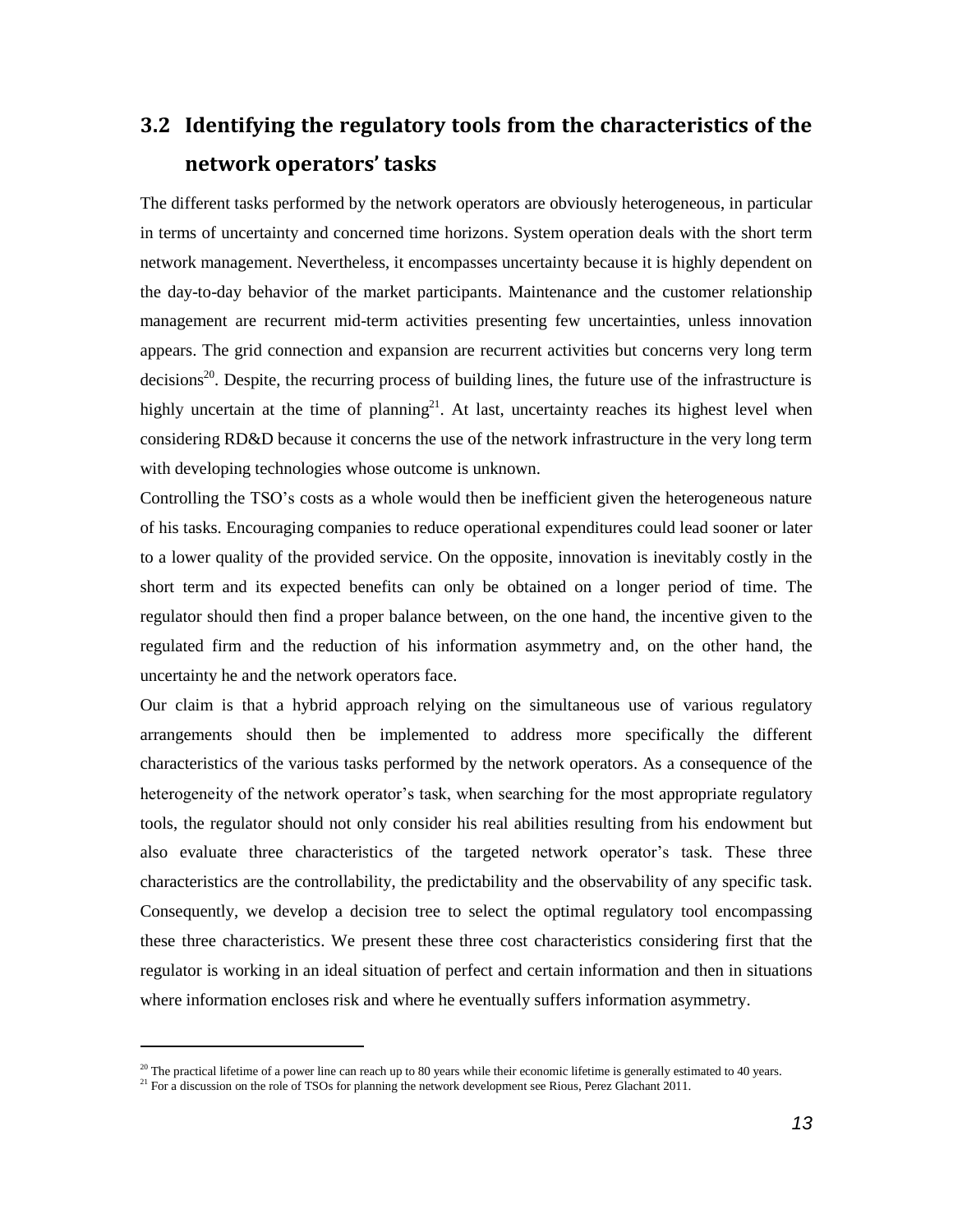## 3.2 Identifying the regulatory tools from the characteristics of the network operators' tasks

The different tasks performed by the network operators are obviously heterogeneous, in particular in terms of uncertainty and concerned time horizons. System operation deals with the short term network management. Nevertheless, it encompasses uncertainty because it is highly dependent on the day-to-day behavior of the market participants. Maintenance and the customer relationship management are recurrent mid-term activities presenting few uncertainties, unless innovation appears. The grid connection and expansion are recurrent activities but concerns very long term decisions[20]. Despite, the recurring process of building lines, the future use of the infrastructure is highly uncertain at the time of planning[21]. At last, uncertainty reaches its highest level when considering RD&D because it concerns the use of the network infrastructure in the very long term with developing technologies whose outcome is unknown.

Controlling the TSO's costs as a whole would then be inefficient given the heterogeneous nature of his tasks. Encouraging companies to reduce operational expenditures could lead sooner or later to a lower quality of the provided service. On the opposite, innovation is inevitably costly in the short term and its expected benefits can only be obtained on a longer period of time. The regulator should then find a proper balance between, on the one hand, the incentive given to the regulated firm and the reduction of his information asymmetry and, on the other hand, the uncertainty he and the network operators face.

Our claim is that a hybrid approach relying on the simultaneous use of various regulatory arrangements should then be implemented to address more specifically the different characteristics of the various tasks performed by the network operators. As a consequence of the heterogeneity of the network operator's task, when searching for the most appropriate regulatory tools, the regulator should not only consider his real abilities resulting from his endowment but also evaluate three characteristics of the targeted network operator's task. These three characteristics are the controllability, the predictability and the observability of any specific task. Consequently, we develop a decision tree to select the optimal regulatory tool encompassing these three characteristics. We present these three cost characteristics considering first that the regulator is working in an ideal situation of perfect and certain information and then in situations where information encloses risk and where he eventually suffers information asymmetry.

[20] The practical lifetime of a power line can reach up to 80 years while their economic lifetime is generally estimated to 40 years.

[21] For a discussion on the role of TSOs for planning the network development see Rious, Perez Glachant 2011.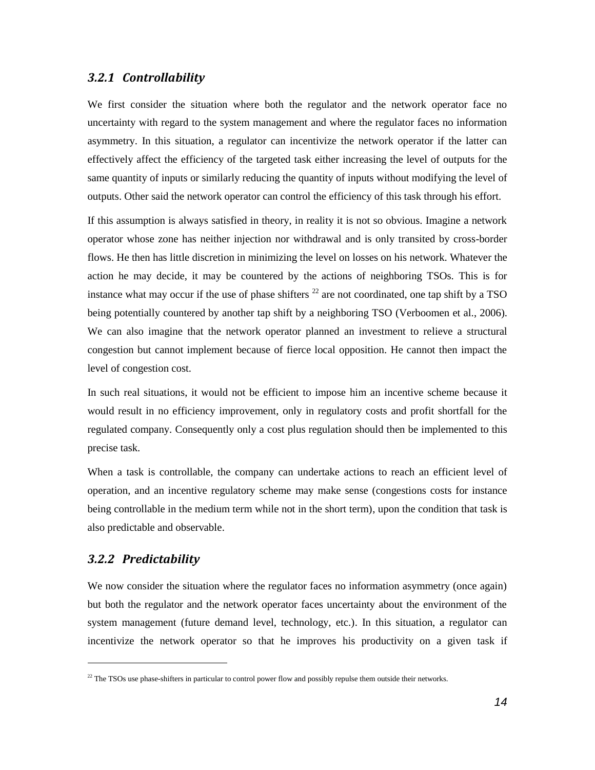### *3.2.1 Controllability*

We first consider the situation where both the regulator and the network operator face no uncertainty with regard to the system management and where the regulator faces no information asymmetry. In this situation, a regulator can incentivize the network operator if the latter can effectively affect the efficiency of the targeted task either increasing the level of outputs for the same quantity of inputs or similarly reducing the quantity of inputs without modifying the level of outputs. Other said the network operator can control the efficiency of this task through his effort.

If this assumption is always satisfied in theory, in reality it is not so obvious. Imagine a network operator whose zone has neither injection nor withdrawal and is only transited by cross-border flows. He then has little discretion in minimizing the level on losses on his network. Whatever the action he may decide, it may be countered by the actions of neighboring TSOs. This is for instance what may occur if the use of phase shifters [22] are not coordinated, one tap shift by a TSO being potentially countered by another tap shift by a neighboring TSO (Verboomen et al., 2006). We can also imagine that the network operator planned an investment to relieve a structural congestion but cannot implement because of fierce local opposition. He cannot then impact the level of congestion cost.

In such real situations, it would not be efficient to impose him an incentive scheme because it would result in no efficiency improvement, only in regulatory costs and profit shortfall for the regulated company. Consequently only a cost plus regulation should then be implemented to this precise task.

When a task is controllable, the company can undertake actions to reach an efficient level of operation, and an incentive regulatory scheme may make sense (congestions costs for instance being controllable in the medium term while not in the short term), upon the condition that task is also predictable and observable.

### *3.2.2 Predictability*

We now consider the situation where the regulator faces no information asymmetry (once again) but both the regulator and the network operator faces uncertainty about the environment of the system management (future demand level, technology, etc.). In this situation, a regulator can incentivize the network operator so that he improves his productivity on a given task if

[22] The TSOs use phase-shifters in particular to control power flow and possibly repulse them outside their networks.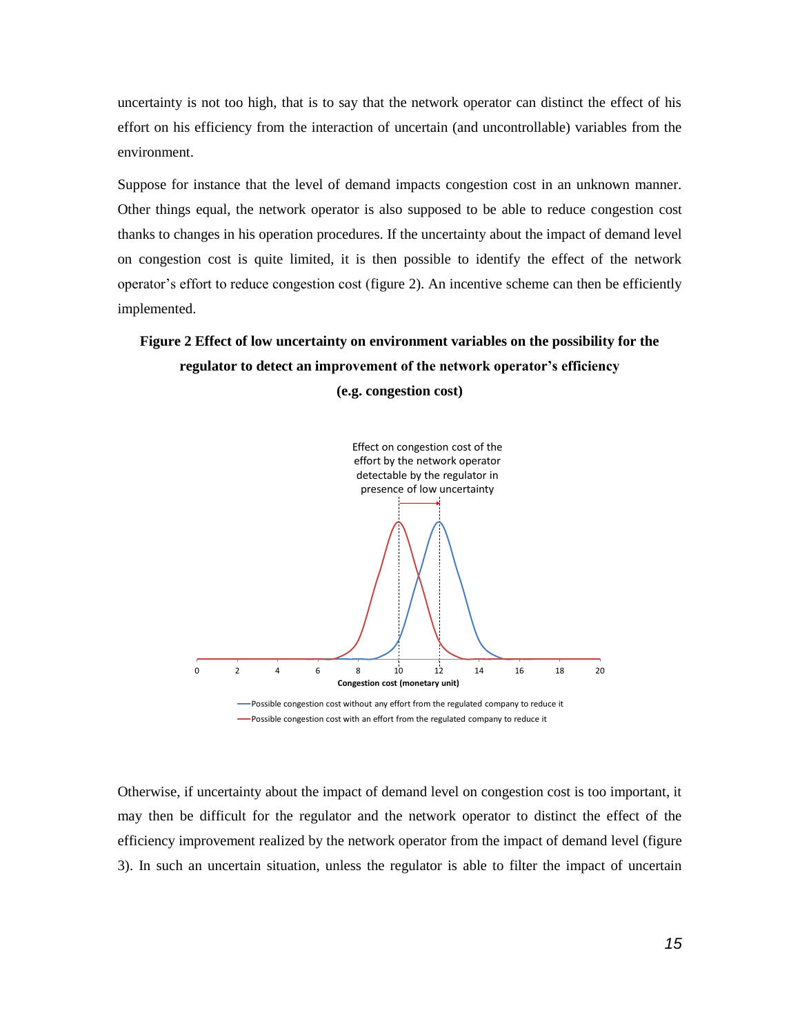uncertainty is not too high, that is to say that the network operator can distinct the effect of his effort on his efficiency from the interaction of uncertain (and uncontrollable) variables from the environment.

Suppose for instance that the level of demand impacts congestion cost in an unknown manner. Other things equal, the network operator is also supposed to be able to reduce congestion cost thanks to changes in his operation procedures. If the uncertainty about the impact of demand level on congestion cost is quite limited, it is then possible to identify the effect of the network operator's effort to reduce congestion cost (figure 2). An incentive scheme can then be efficiently implemented.

**Figure 2 Effect of low uncertainty on environment variables on the possibility for the regulator to detect an improvement of the network operator's efficiency (e.g. congestion cost)**

Effect on congestion cost of the effort by the network operator detectable by the regulator in presence of low uncertainty

Congestion cost (monetary unit)

Possible congestion cost without any effort from the regulated company to reduce it

Possible congestion cost with an effort from the regulated company to reduce it

Otherwise, if uncertainty about the impact of demand level on congestion cost is too important, it may then be difficult for the regulator and the network operator to distinct the effect of the efficiency improvement realized by the network operator from the impact of demand level (figure 3). In such an uncertain situation, unless the regulator is able to filter the impact of uncertain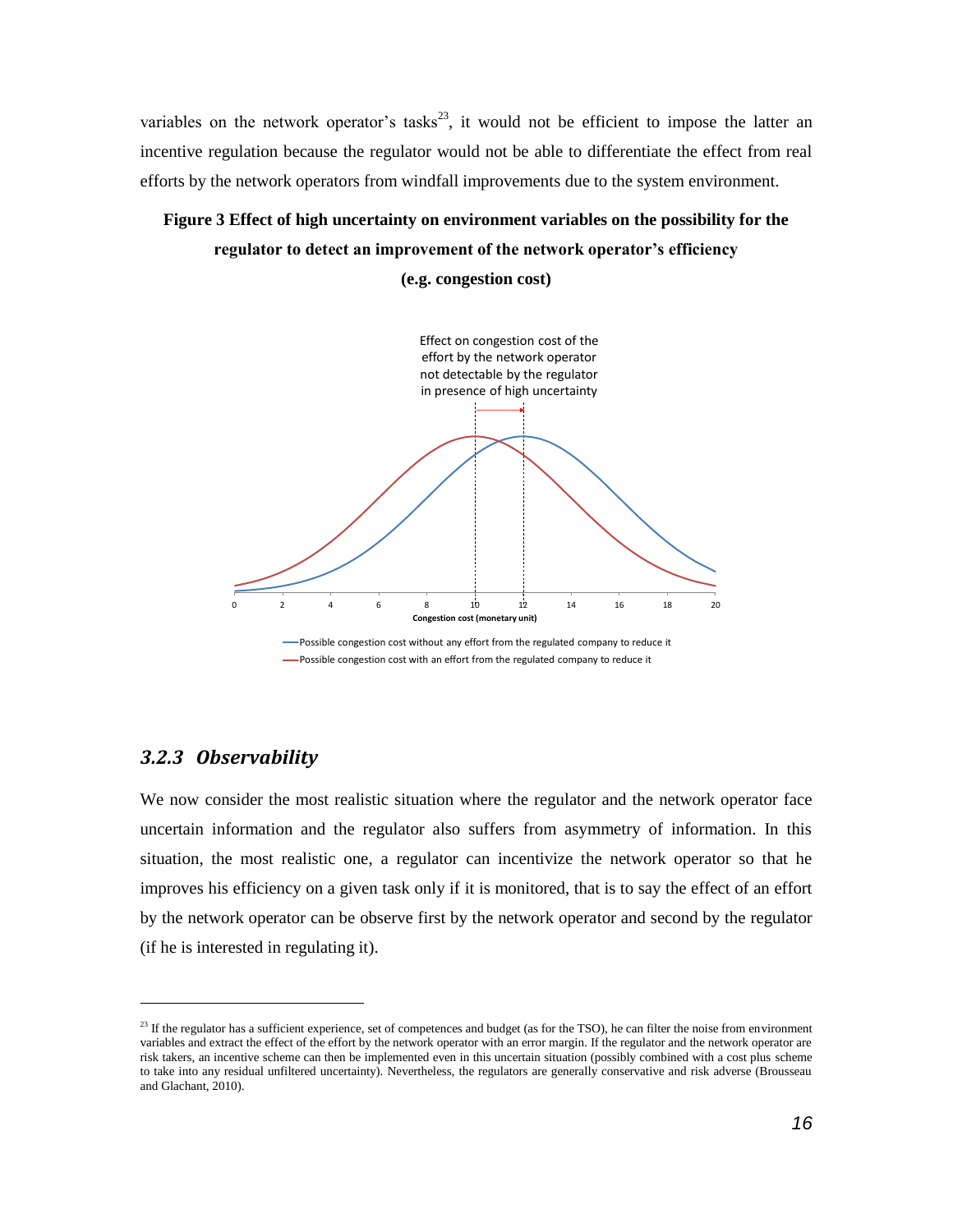variables on the network operator's tasks[23], it would not be efficient to impose the latter an incentive regulation because the regulator would not be able to differentiate the effect from real efforts by the network operators from windfall improvements due to the system environment.

**Figure 3 Effect of high uncertainty on environment variables on the possibility for the regulator to detect an improvement of the network operator's efficiency (e.g. congestion cost)**

### 3.2.3 *Observability*

We now consider the most realistic situation where the regulator and the network operator face uncertain information and the regulator also suffers from asymmetry of information. In this situation, the most realistic one, a regulator can incentivize the network operator so that he improves his efficiency on a given task only if it is monitored, that is to say the effect of an effort by the network operator can be observe first by the network operator and second by the regulator (if he is interested in regulating it).

---

[23] If the regulator has a sufficient experience, set of competences and budget (as for the TSO), he can filter the noise from environment variables and extract the effect of the effort by the network operator with an error margin. If the regulator and the network operator are risk takers, an incentive scheme can then be implemented even in this uncertain situation (possibly combined with a cost plus scheme to take into any residual unfiltered uncertainty). Nevertheless, the regulators are generally conservative and risk adverse (Brousseau and Glachant, 2010).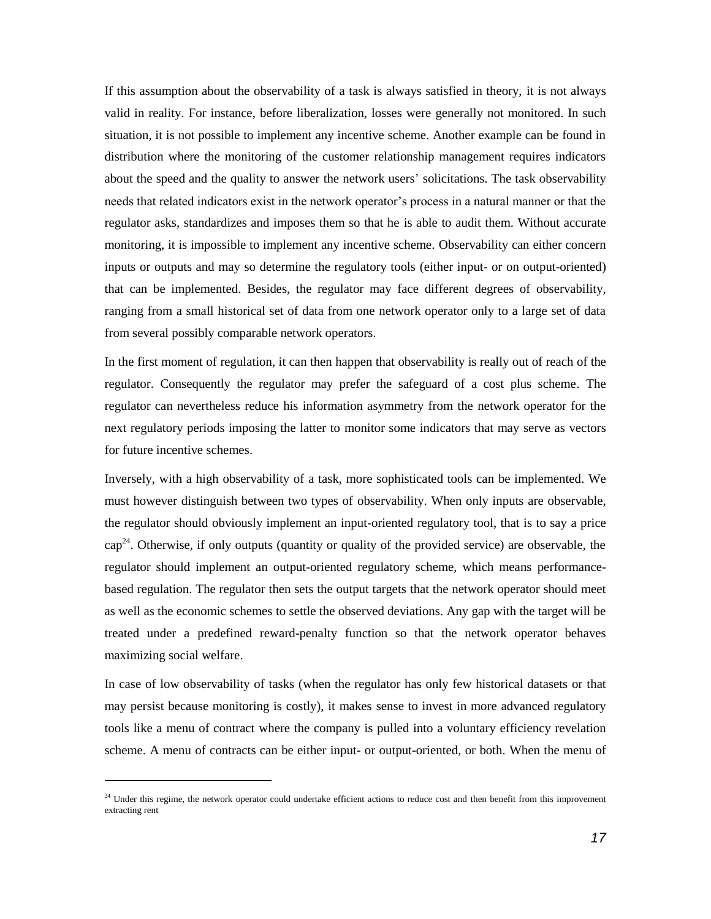If this assumption about the observability of a task is always satisfied in theory, it is not always valid in reality. For instance, before liberalization, losses were generally not monitored. In such situation, it is not possible to implement any incentive scheme. Another example can be found in distribution where the monitoring of the customer relationship management requires indicators about the speed and the quality to answer the network users' solicitations. The task observability needs that related indicators exist in the network operator's process in a natural manner or that the regulator asks, standardizes and imposes them so that he is able to audit them. Without accurate monitoring, it is impossible to implement any incentive scheme. Observability can either concern inputs or outputs and may so determine the regulatory tools (either input- or on output-oriented) that can be implemented. Besides, the regulator may face different degrees of observability, ranging from a small historical set of data from one network operator only to a large set of data from several possibly comparable network operators.

In the first moment of regulation, it can then happen that observability is really out of reach of the regulator. Consequently the regulator may prefer the safeguard of a cost plus scheme. The regulator can nevertheless reduce his information asymmetry from the network operator for the next regulatory periods imposing the latter to monitor some indicators that may serve as vectors for future incentive schemes.

Inversely, with a high observability of a task, more sophisticated tools can be implemented. We must however distinguish between two types of observability. When only inputs are observable, the regulator should obviously implement an input-oriented regulatory tool, that is to say a price cap[24]. Otherwise, if only outputs (quantity or quality of the provided service) are observable, the regulator should implement an output-oriented regulatory scheme, which means performance-based regulation. The regulator then sets the output targets that the network operator should meet as well as the economic schemes to settle the observed deviations. Any gap with the target will be treated under a predefined reward-penalty function so that the network operator behaves maximizing social welfare.

In case of low observability of tasks (when the regulator has only few historical datasets or that may persist because monitoring is costly), it makes sense to invest in more advanced regulatory tools like a menu of contract where the company is pulled into a voluntary efficiency revelation scheme. A menu of contracts can be either input- or output-oriented, or both. When the menu of

---

[24] Under this regime, the network operator could undertake efficient actions to reduce cost and then benefit from this improvement extracting rent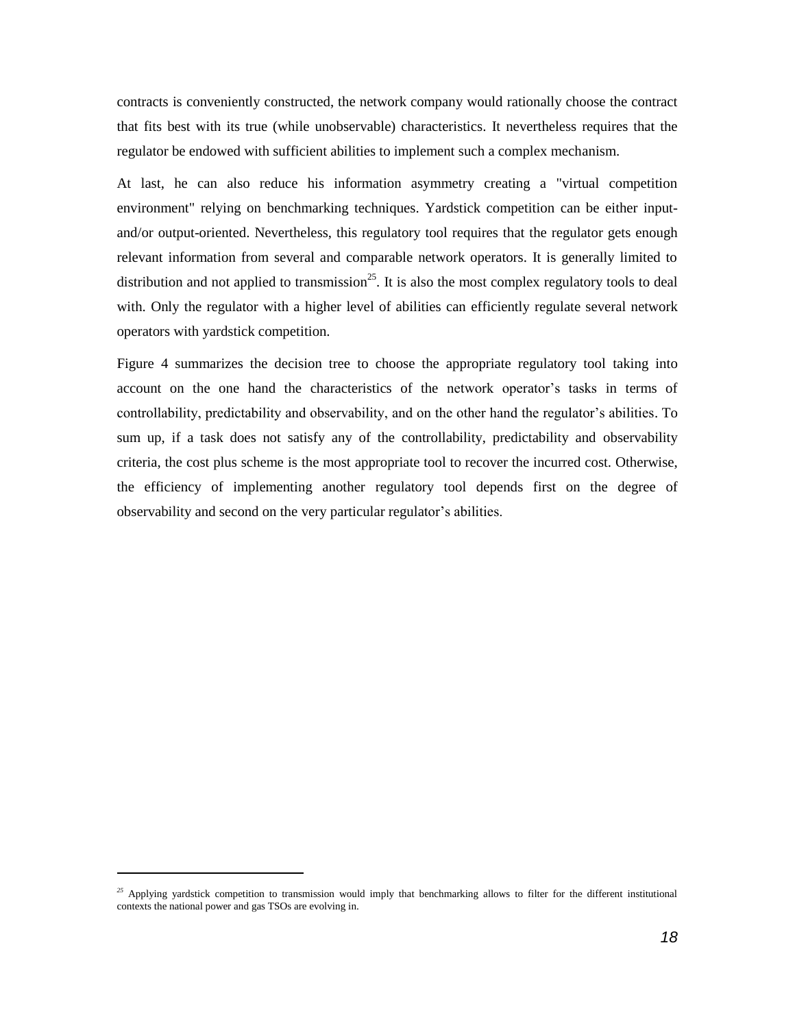contracts is conveniently constructed, the network company would rationally choose the contract that fits best with its true (while unobservable) characteristics. It nevertheless requires that the regulator be endowed with sufficient abilities to implement such a complex mechanism.

At last, he can also reduce his information asymmetry creating a "virtual competition environment" relying on benchmarking techniques. Yardstick competition can be either input- and/or output-oriented. Nevertheless, this regulatory tool requires that the regulator gets enough relevant information from several and comparable network operators. It is generally limited to distribution and not applied to transmission[25]. It is also the most complex regulatory tools to deal with. Only the regulator with a higher level of abilities can efficiently regulate several network operators with yardstick competition.

Figure 4 summarizes the decision tree to choose the appropriate regulatory tool taking into account on the one hand the characteristics of the network operator's tasks in terms of controllability, predictability and observability, and on the other hand the regulator's abilities. To sum up, if a task does not satisfy any of the controllability, predictability and observability criteria, the cost plus scheme is the most appropriate tool to recover the incurred cost. Otherwise, the efficiency of implementing another regulatory tool depends first on the degree of observability and second on the very particular regulator's abilities.

---

[25] Applying yardstick competition to transmission would imply that benchmarking allows to filter for the different institutional contexts the national power and gas TSOs are evolving in.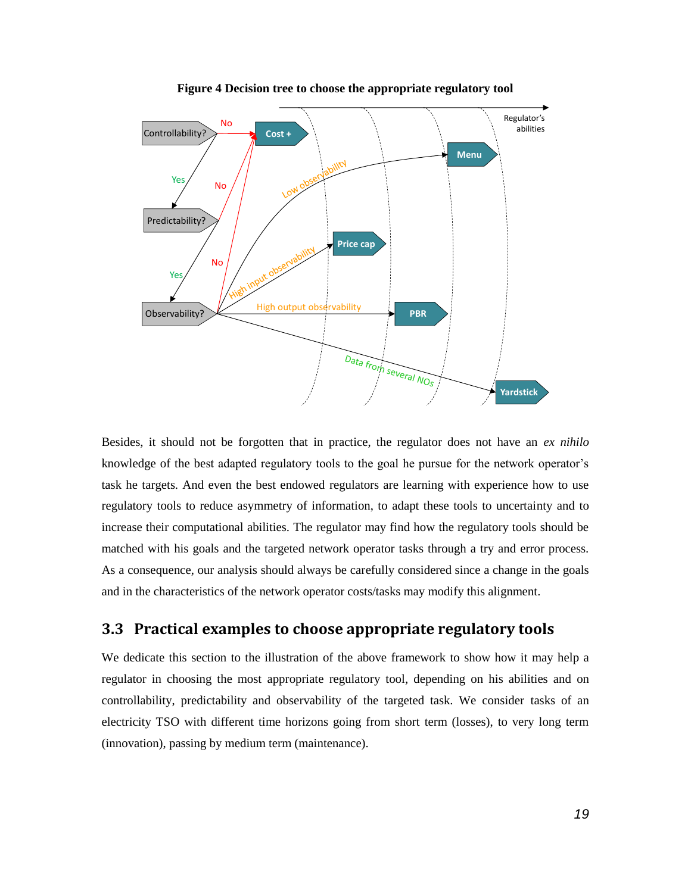**Figure 4 Decision tree to choose the appropriate regulatory tool**

Besides, it should not be forgotten that in practice, the regulator does not have an *ex nihilo* knowledge of the best adapted regulatory tools to the goal he pursue for the network operator's task he targets. And even the best endowed regulators are learning with experience how to use regulatory tools to reduce asymmetry of information, to adapt these tools to uncertainty and to increase their computational abilities. The regulator may find how the regulatory tools should be matched with his goals and the targeted network operator tasks through a try and error process. As a consequence, our analysis should always be carefully considered since a change in the goals and in the characteristics of the network operator costs/tasks may modify this alignment.

## 3.3 Practical examples to choose appropriate regulatory tools

We dedicate this section to the illustration of the above framework to show how it may help a regulator in choosing the most appropriate regulatory tool, depending on his abilities and on controllability, predictability and observability of the targeted task. We consider tasks of an electricity TSO with different time horizons going from short term (losses), to very long term (innovation), passing by medium term (maintenance).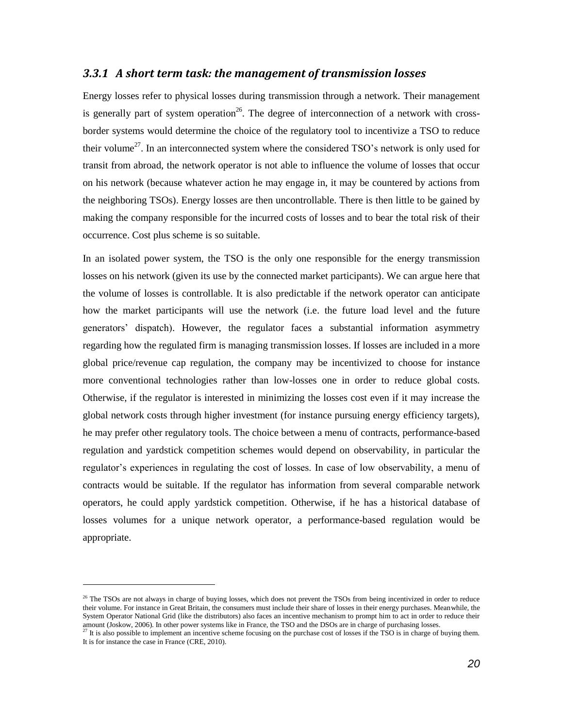### *3.3.1 A short term task: the management of transmission losses*

Energy losses refer to physical losses during transmission through a network. Their management is generally part of system operation[26]. The degree of interconnection of a network with cross-border systems would determine the choice of the regulatory tool to incentivize a TSO to reduce their volume[27]. In an interconnected system where the considered TSO's network is only used for transit from abroad, the network operator is not able to influence the volume of losses that occur on his network (because whatever action he may engage in, it may be countered by actions from the neighboring TSOs). Energy losses are then uncontrollable. There is then little to be gained by making the company responsible for the incurred costs of losses and to bear the total risk of their occurrence. Cost plus scheme is so suitable.

In an isolated power system, the TSO is the only one responsible for the energy transmission losses on his network (given its use by the connected market participants). We can argue here that the volume of losses is controllable. It is also predictable if the network operator can anticipate how the market participants will use the network (i.e. the future load level and the future generators' dispatch). However, the regulator faces a substantial information asymmetry regarding how the regulated firm is managing transmission losses. If losses are included in a more global price/revenue cap regulation, the company may be incentivized to choose for instance more conventional technologies rather than low-losses one in order to reduce global costs. Otherwise, if the regulator is interested in minimizing the losses cost even if it may increase the global network costs through higher investment (for instance pursuing energy efficiency targets), he may prefer other regulatory tools. The choice between a menu of contracts, performance-based regulation and yardstick competition schemes would depend on observability, in particular the regulator's experiences in regulating the cost of losses. In case of low observability, a menu of contracts would be suitable. If the regulator has information from several comparable network operators, he could apply yardstick competition. Otherwise, if he has a historical database of losses volumes for a unique network operator, a performance-based regulation would be appropriate.

---

[26] The TSOs are not always in charge of buying losses, which does not prevent the TSOs from being incentivized in order to reduce their volume. For instance in Great Britain, the consumers must include their share of losses in their energy purchases. Meanwhile, the System Operator National Grid (like the distributors) also faces an incentive mechanism to prompt him to act in order to reduce their amount (Joskow, 2006). In other power systems like in France, the TSO and the DSOs are in charge of purchasing losses.

[27] It is also possible to implement an incentive scheme focusing on the purchase cost of losses if the TSO is in charge of buying them. It is for instance the case in France (CRE, 2010).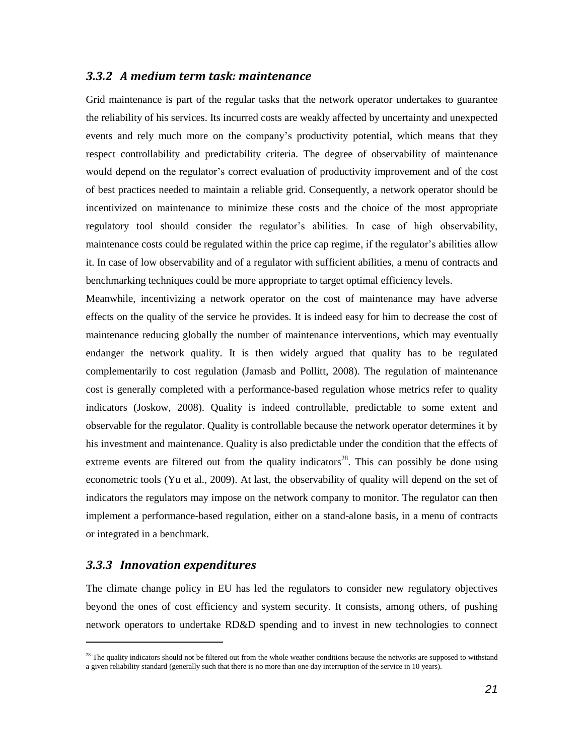### *3.3.2 A medium term task: maintenance*

Grid maintenance is part of the regular tasks that the network operator undertakes to guarantee the reliability of his services. Its incurred costs are weakly affected by uncertainty and unexpected events and rely much more on the company's productivity potential, which means that they respect controllability and predictability criteria. The degree of observability of maintenance would depend on the regulator's correct evaluation of productivity improvement and of the cost of best practices needed to maintain a reliable grid. Consequently, a network operator should be incentivized on maintenance to minimize these costs and the choice of the most appropriate regulatory tool should consider the regulator's abilities. In case of high observability, maintenance costs could be regulated within the price cap regime, if the regulator's abilities allow it. In case of low observability and of a regulator with sufficient abilities, a menu of contracts and benchmarking techniques could be more appropriate to target optimal efficiency levels.

Meanwhile, incentivizing a network operator on the cost of maintenance may have adverse effects on the quality of the service he provides. It is indeed easy for him to decrease the cost of maintenance reducing globally the number of maintenance interventions, which may eventually endanger the network quality. It is then widely argued that quality has to be regulated complementarily to cost regulation (Jamasb and Pollitt, 2008). The regulation of maintenance cost is generally completed with a performance-based regulation whose metrics refer to quality indicators (Joskow, 2008). Quality is indeed controllable, predictable to some extent and observable for the regulator. Quality is controllable because the network operator determines it by his investment and maintenance. Quality is also predictable under the condition that the effects of extreme events are filtered out from the quality indicators[28]. This can possibly be done using econometric tools (Yu et al., 2009). At last, the observability of quality will depend on the set of indicators the regulators may impose on the network company to monitor. The regulator can then implement a performance-based regulation, either on a stand-alone basis, in a menu of contracts or integrated in a benchmark.

### *3.3.3 Innovation expenditures*

The climate change policy in EU has led the regulators to consider new regulatory objectives beyond the ones of cost efficiency and system security. It consists, among others, of pushing network operators to undertake RD&D spending and to invest in new technologies to connect

[28] The quality indicators should not be filtered out from the whole weather conditions because the networks are supposed to withstand a given reliability standard (generally such that there is no more than one day interruption of the service in 10 years).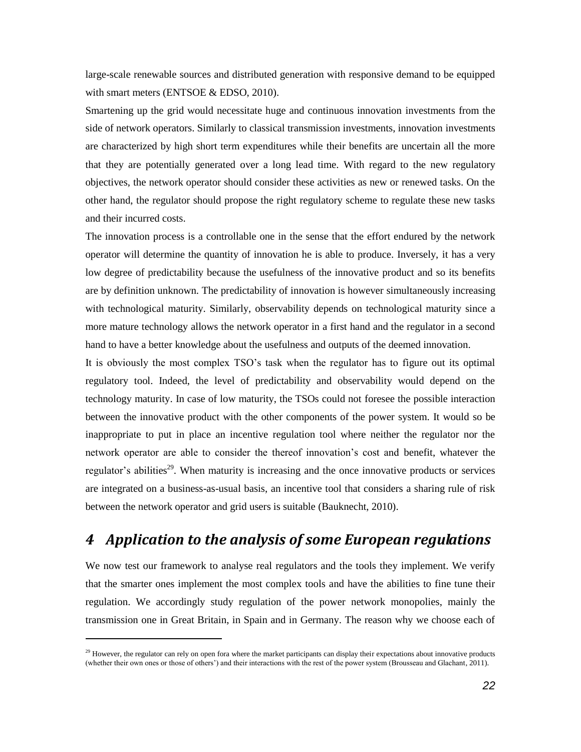large-scale renewable sources and distributed generation with responsive demand to be equipped with smart meters (ENTSOE & EDSO, 2010).

Smartening up the grid would necessitate huge and continuous innovation investments from the side of network operators. Similarly to classical transmission investments, innovation investments are characterized by high short term expenditures while their benefits are uncertain all the more that they are potentially generated over a long lead time. With regard to the new regulatory objectives, the network operator should consider these activities as new or renewed tasks. On the other hand, the regulator should propose the right regulatory scheme to regulate these new tasks and their incurred costs.

The innovation process is a controllable one in the sense that the effort endured by the network operator will determine the quantity of innovation he is able to produce. Inversely, it has a very low degree of predictability because the usefulness of the innovative product and so its benefits are by definition unknown. The predictability of innovation is however simultaneously increasing with technological maturity. Similarly, observability depends on technological maturity since a more mature technology allows the network operator in a first hand and the regulator in a second hand to have a better knowledge about the usefulness and outputs of the deemed innovation.

It is obviously the most complex TSO's task when the regulator has to figure out its optimal regulatory tool. Indeed, the level of predictability and observability would depend on the technology maturity. In case of low maturity, the TSOs could not foresee the possible interaction between the innovative product with the other components of the power system. It would so be inappropriate to put in place an incentive regulation tool where neither the regulator nor the network operator are able to consider the thereof innovation's cost and benefit, whatever the regulator's abilities[29]. When maturity is increasing and the once innovative products or services are integrated on a business-as-usual basis, an incentive tool that considers a sharing rule of risk between the network operator and grid users is suitable (Bauknecht, 2010).

# 4 Application to the analysis of some European regulations

We now test our framework to analyse real regulators and the tools they implement. We verify that the smarter ones implement the most complex tools and have the abilities to fine tune their regulation. We accordingly study regulation of the power network monopolies, mainly the transmission one in Great Britain, in Spain and in Germany. The reason why we choose each of

[29] However, the regulator can rely on open fora where the market participants can display their expectations about innovative products (whether their own ones or those of others') and their interactions with the rest of the power system (Brousseau and Glachant, 2011).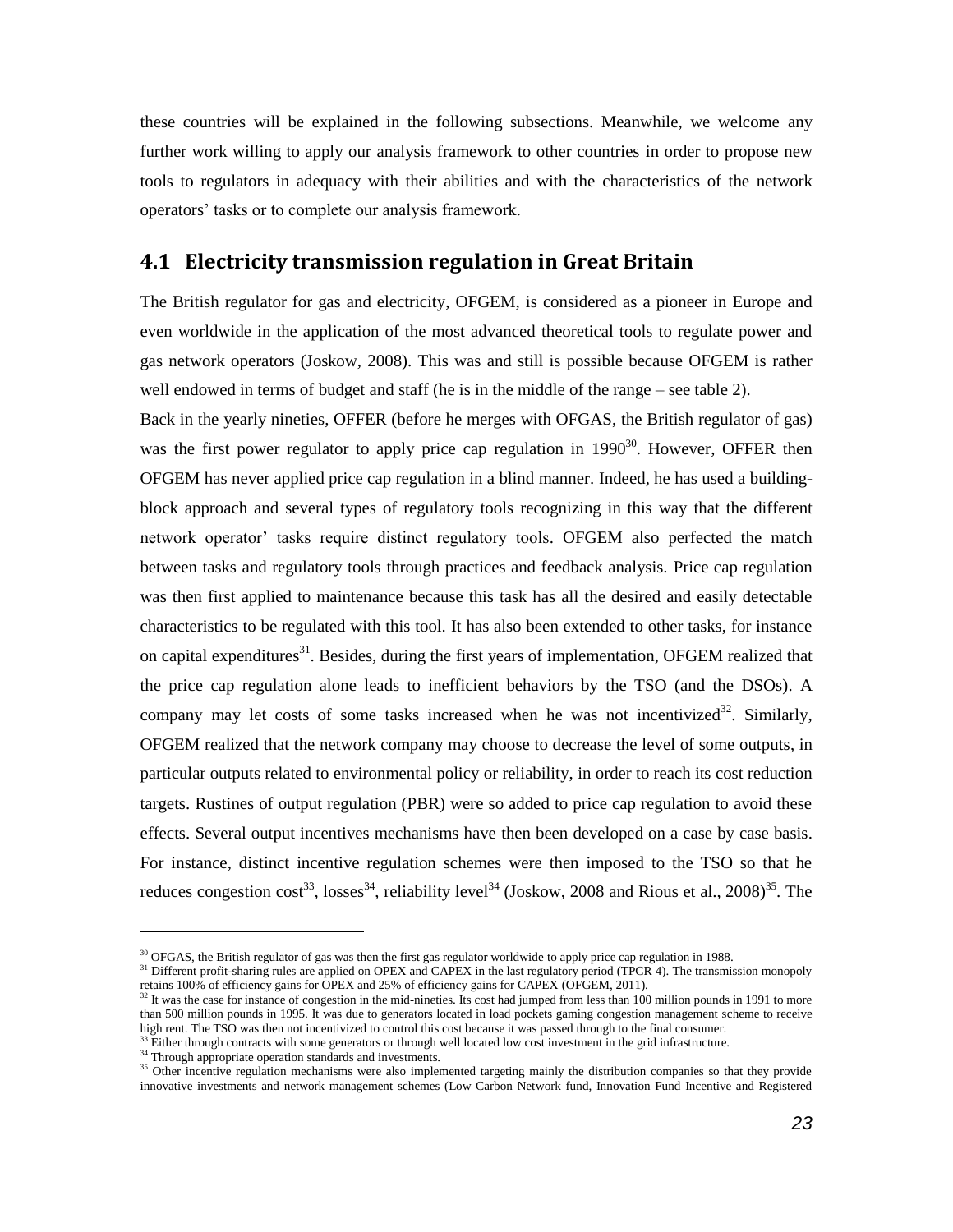these countries will be explained in the following subsections. Meanwhile, we welcome any further work willing to apply our analysis framework to other countries in order to propose new tools to regulators in adequacy with their abilities and with the characteristics of the network operators' tasks or to complete our analysis framework.

## 4.1 Electricity transmission regulation in Great Britain

The British regulator for gas and electricity, OFGEM, is considered as a pioneer in Europe and even worldwide in the application of the most advanced theoretical tools to regulate power and gas network operators (Joskow, 2008). This was and still is possible because OFGEM is rather well endowed in terms of budget and staff (he is in the middle of the range – see table 2).

Back in the yearly nineties, OFFER (before he merges with OFGAS, the British regulator of gas) was the first power regulator to apply price cap regulation in 1990[30]. However, OFFER then OFGEM has never applied price cap regulation in a blind manner. Indeed, he has used a building-block approach and several types of regulatory tools recognizing in this way that the different network operator' tasks require distinct regulatory tools. OFGEM also perfected the match between tasks and regulatory tools through practices and feedback analysis. Price cap regulation was then first applied to maintenance because this task has all the desired and easily detectable characteristics to be regulated with this tool. It has also been extended to other tasks, for instance on capital expenditures[31]. Besides, during the first years of implementation, OFGEM realized that the price cap regulation alone leads to inefficient behaviors by the TSO (and the DSOs). A company may let costs of some tasks increased when he was not incentivized[32]. Similarly, OFGEM realized that the network company may choose to decrease the level of some outputs, in particular outputs related to environmental policy or reliability, in order to reach its cost reduction targets. Rustines of output regulation (PBR) were so added to price cap regulation to avoid these effects. Several output incentives mechanisms have then been developed on a case by case basis. For instance, distinct incentive regulation schemes were then imposed to the TSO so that he reduces congestion cost[33], losses[34], reliability level[34] (Joskow, 2008 and Rious et al., 2008)[35]. The

---

[30] OFGAS, the British regulator of gas was then the first gas regulator worldwide to apply price cap regulation in 1988.

[31] Different profit-sharing rules are applied on OPEX and CAPEX in the last regulatory period (TPCR 4). The transmission monopoly retains 100% of efficiency gains for OPEX and 25% of efficiency gains for CAPEX (OFGEM, 2011).

[32] It was the case for instance of congestion in the mid-nineties. Its cost had jumped from less than 100 million pounds in 1991 to more than 500 million pounds in 1995. It was due to generators located in load pockets gaming congestion management scheme to receive high rent. The TSO was then not incentivized to control this cost because it was passed through to the final consumer.

[33] Either through contracts with some generators or through well located low cost investment in the grid infrastructure.

[34] Through appropriate operation standards and investments.

[35] Other incentive regulation mechanisms were also implemented targeting mainly the distribution companies so that they provide innovative investments and network management schemes (Low Carbon Network fund, Innovation Fund Incentive and Registered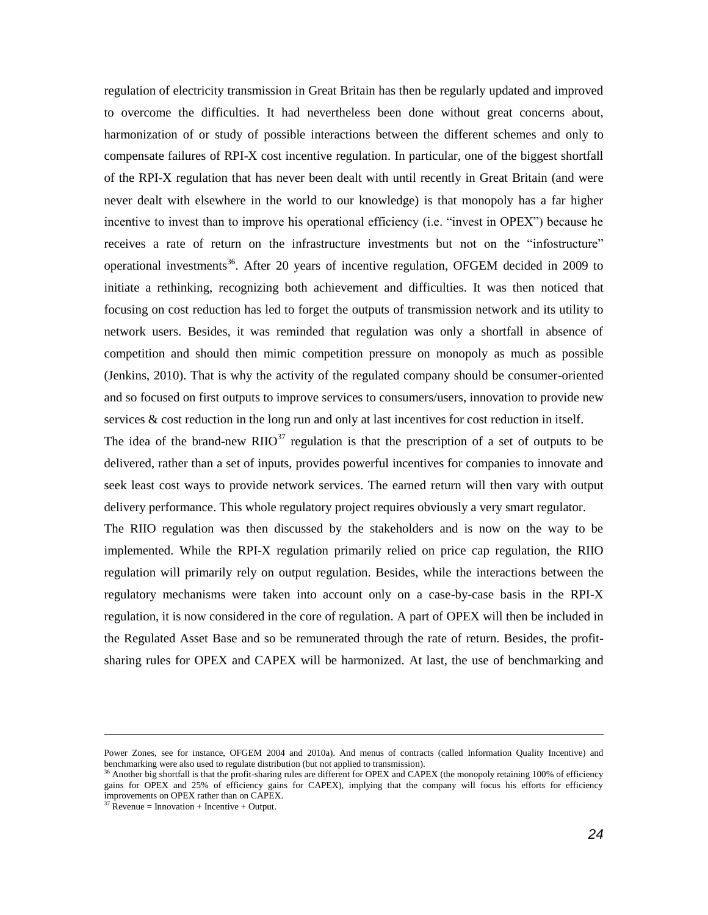regulation of electricity transmission in Great Britain has then be regularly updated and improved to overcome the difficulties. It had nevertheless been done without great concerns about, harmonization of or study of possible interactions between the different schemes and only to compensate failures of RPI-X cost incentive regulation. In particular, one of the biggest shortfall of the RPI-X regulation that has never been dealt with until recently in Great Britain (and were never dealt with elsewhere in the world to our knowledge) is that monopoly has a far higher incentive to invest than to improve his operational efficiency (i.e. "invest in OPEX") because he receives a rate of return on the infrastructure investments but not on the "infostructure" operational investments[36]. After 20 years of incentive regulation, OFGEM decided in 2009 to initiate a rethinking, recognizing both achievement and difficulties. It was then noticed that focusing on cost reduction has led to forget the outputs of transmission network and its utility to network users. Besides, it was reminded that regulation was only a shortfall in absence of competition and should then mimic competition pressure on monopoly as much as possible (Jenkins, 2010). That is why the activity of the regulated company should be consumer-oriented and so focused on first outputs to improve services to consumers/users, innovation to provide new services & cost reduction in the long run and only at last incentives for cost reduction in itself.

The idea of the brand-new RIIO[37] regulation is that the prescription of a set of outputs to be delivered, rather than a set of inputs, provides powerful incentives for companies to innovate and seek least cost ways to provide network services. The earned return will then vary with output delivery performance. This whole regulatory project requires obviously a very smart regulator.

The RIIO regulation was then discussed by the stakeholders and is now on the way to be implemented. While the RPI-X regulation primarily relied on price cap regulation, the RIIO regulation will primarily rely on output regulation. Besides, while the interactions between the regulatory mechanisms were taken into account only on a case-by-case basis in the RPI-X regulation, it is now considered in the core of regulation. A part of OPEX will then be included in the Regulated Asset Base and so be remunerated through the rate of return. Besides, the profit-sharing rules for OPEX and CAPEX will be harmonized. At last, the use of benchmarking and

---

Power Zones, see for instance, OFGEM 2004 and 2010a). And menus of contracts (called Information Quality Incentive) and benchmarking were also used to regulate distribution (but not applied to transmission).

[36] Another big shortfall is that the profit-sharing rules are different for OPEX and CAPEX (the monopoly retaining 100% of efficiency gains for OPEX and 25% of efficiency gains for CAPEX), implying that the company will focus his efforts for efficiency improvements on OPEX rather than on CAPEX.

[37] Revenue = Innovation + Incentive + Output.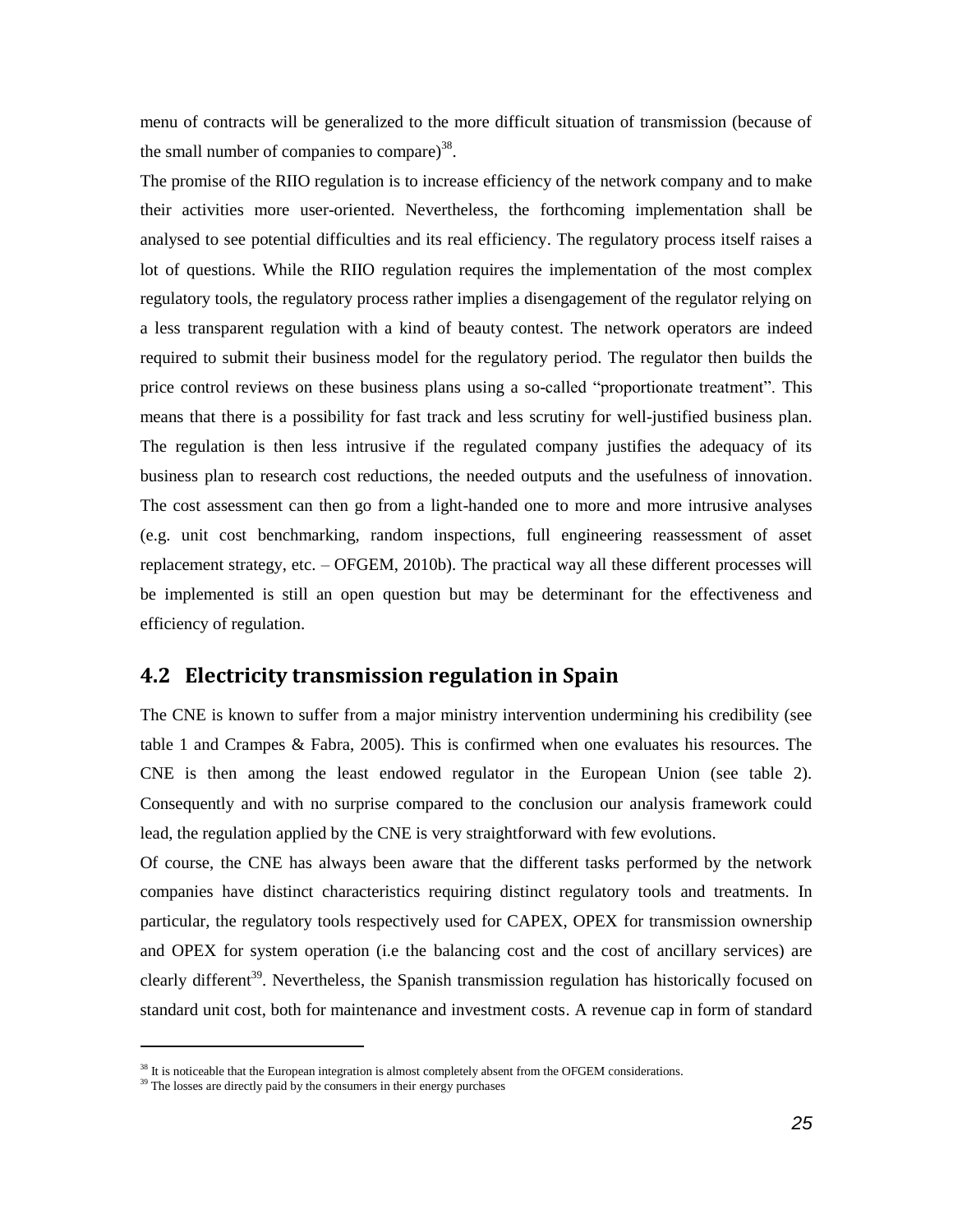menu of contracts will be generalized to the more difficult situation of transmission (because of the small number of companies to compare)[38].

The promise of the RIIO regulation is to increase efficiency of the network company and to make their activities more user-oriented. Nevertheless, the forthcoming implementation shall be analysed to see potential difficulties and its real efficiency. The regulatory process itself raises a lot of questions. While the RIIO regulation requires the implementation of the most complex regulatory tools, the regulatory process rather implies a disengagement of the regulator relying on a less transparent regulation with a kind of beauty contest. The network operators are indeed required to submit their business model for the regulatory period. The regulator then builds the price control reviews on these business plans using a so-called "proportionate treatment". This means that there is a possibility for fast track and less scrutiny for well-justified business plan. The regulation is then less intrusive if the regulated company justifies the adequacy of its business plan to research cost reductions, the needed outputs and the usefulness of innovation. The cost assessment can then go from a light-handed one to more and more intrusive analyses (e.g. unit cost benchmarking, random inspections, full engineering reassessment of asset replacement strategy, etc. – OFGEM, 2010b). The practical way all these different processes will be implemented is still an open question but may be determinant for the effectiveness and efficiency of regulation.

## 4.2 Electricity transmission regulation in Spain

The CNE is known to suffer from a major ministry intervention undermining his credibility (see table 1 and Crampes & Fabra, 2005). This is confirmed when one evaluates his resources. The CNE is then among the least endowed regulator in the European Union (see table 2). Consequently and with no surprise compared to the conclusion our analysis framework could lead, the regulation applied by the CNE is very straightforward with few evolutions.

Of course, the CNE has always been aware that the different tasks performed by the network companies have distinct characteristics requiring distinct regulatory tools and treatments. In particular, the regulatory tools respectively used for CAPEX, OPEX for transmission ownership and OPEX for system operation (i.e the balancing cost and the cost of ancillary services) are clearly different[39]. Nevertheless, the Spanish transmission regulation has historically focused on standard unit cost, both for maintenance and investment costs. A revenue cap in form of standard

---

[38] It is noticeable that the European integration is almost completely absent from the OFGEM considerations.

[39] The losses are directly paid by the consumers in their energy purchases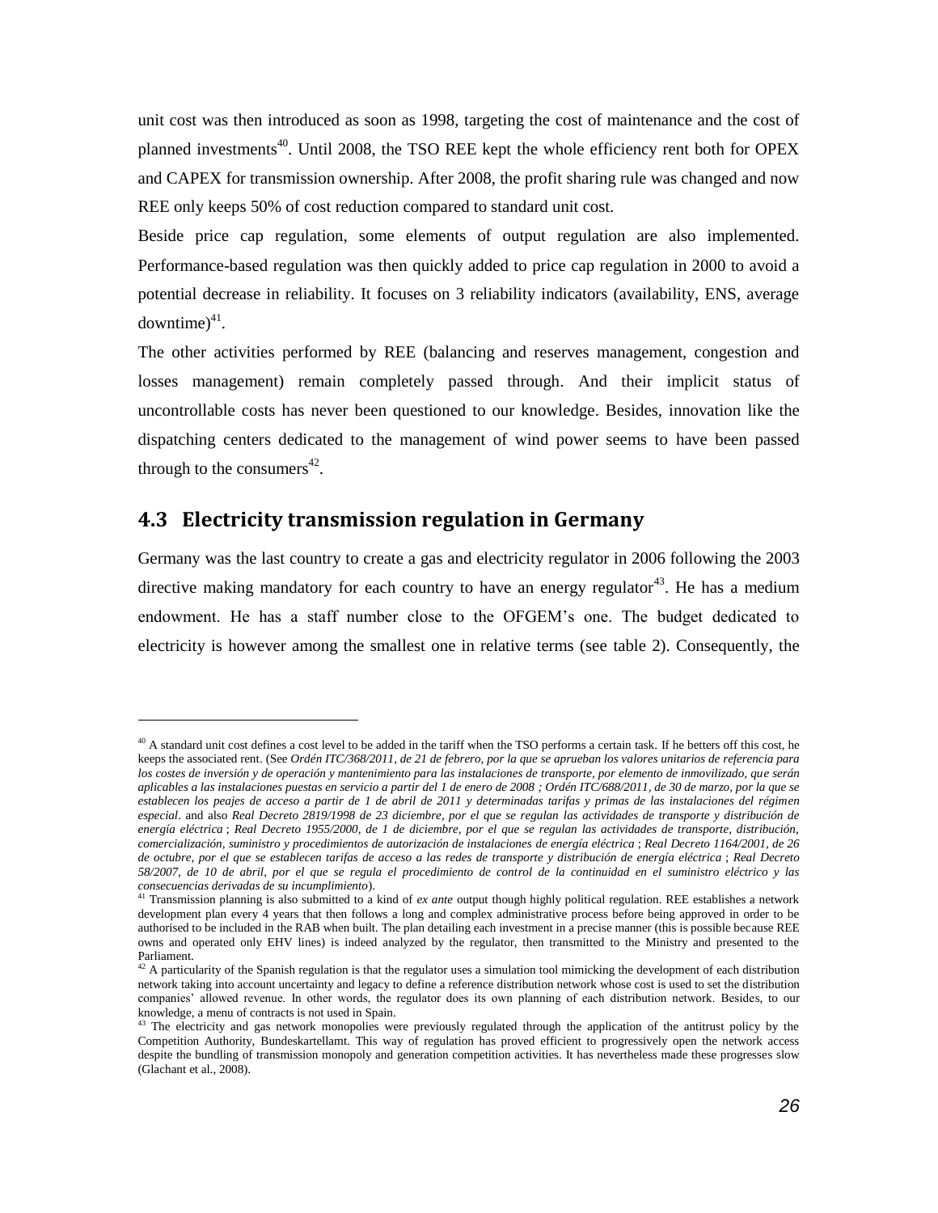unit cost was then introduced as soon as 1998, targeting the cost of maintenance and the cost of planned investments[40]. Until 2008, the TSO REE kept the whole efficiency rent both for OPEX and CAPEX for transmission ownership. After 2008, the profit sharing rule was changed and now REE only keeps 50% of cost reduction compared to standard unit cost.

Beside price cap regulation, some elements of output regulation are also implemented. Performance-based regulation was then quickly added to price cap regulation in 2000 to avoid a potential decrease in reliability. It focuses on 3 reliability indicators (availability, ENS, average downtime)[41].

The other activities performed by REE (balancing and reserves management, congestion and losses management) remain completely passed through. And their implicit status of uncontrollable costs has never been questioned to our knowledge. Besides, innovation like the dispatching centers dedicated to the management of wind power seems to have been passed through to the consumers[42].

## 4.3 Electricity transmission regulation in Germany

Germany was the last country to create a gas and electricity regulator in 2006 following the 2003 directive making mandatory for each country to have an energy regulator[43]. He has a medium endowment. He has a staff number close to the OFGEM's one. The budget dedicated to electricity is however among the smallest one in relative terms (see table 2). Consequently, the

---

[40] A standard unit cost defines a cost level to be added in the tariff when the TSO performs a certain task. If he betters off this cost, he keeps the associated rent. (See *Ordén ITC/368/2011, de 21 de febrero, por la que se aprueban los valores unitarios de referencia para los costes de inversión y de operación y mantenimiento para las instalaciones de transporte, por elemento de inmovilizado, que serán aplicables a las instalaciones puestas en servicio a partir del 1 de enero de 2008 ; Ordén ITC/688/2011, de 30 de marzo, por la que se establecen los peajes de acceso a partir de 1 de abril de 2011 y determinadas tarifas y primas de las instalaciones del régimen especial*. and also *Real Decreto 2819/1998 de 23 diciembre, por el que se regulan las actividades de transporte y distribución de energía eléctrica* ; *Real Decreto 1955/2000, de 1 de diciembre, por el que se regulan las actividades de transporte, distribución, comercialización, suministro y procedimientos de autorización de instalaciones de energía eléctrica* ; *Real Decreto 1164/2001, de 26 de octubre, por el que se establecen tarifas de acceso a las redes de transporte y distribución de energía eléctrica* ; *Real Decreto 58/2007, de 10 de abril, por el que se regula el procedimiento de control de la continuidad en el suministro eléctrico y las consecuencias derivadas de su incumplimiento*).

[41] Transmission planning is also submitted to a kind of *ex ante* output though highly political regulation. REE establishes a network development plan every 4 years that then follows a long and complex administrative process before being approved in order to be authorised to be included in the RAB when built. The plan detailing each investment in a precise manner (this is possible because REE owns and operated only EHV lines) is indeed analyzed by the regulator, then transmitted to the Ministry and presented to the Parliament.

[42] A particularity of the Spanish regulation is that the regulator uses a simulation tool mimicking the development of each distribution network taking into account uncertainty and legacy to define a reference distribution network whose cost is used to set the distribution companies' allowed revenue. In other words, the regulator does its own planning of each distribution network. Besides, to our knowledge, a menu of contracts is not used in Spain.

[43] The electricity and gas network monopolies were previously regulated through the application of the antitrust policy by the Competition Authority, Bundeskartellamt. This way of regulation has proved efficient to progressively open the network access despite the bundling of transmission monopoly and generation competition activities. It has nevertheless made these progresses slow (Glachant et al., 2008).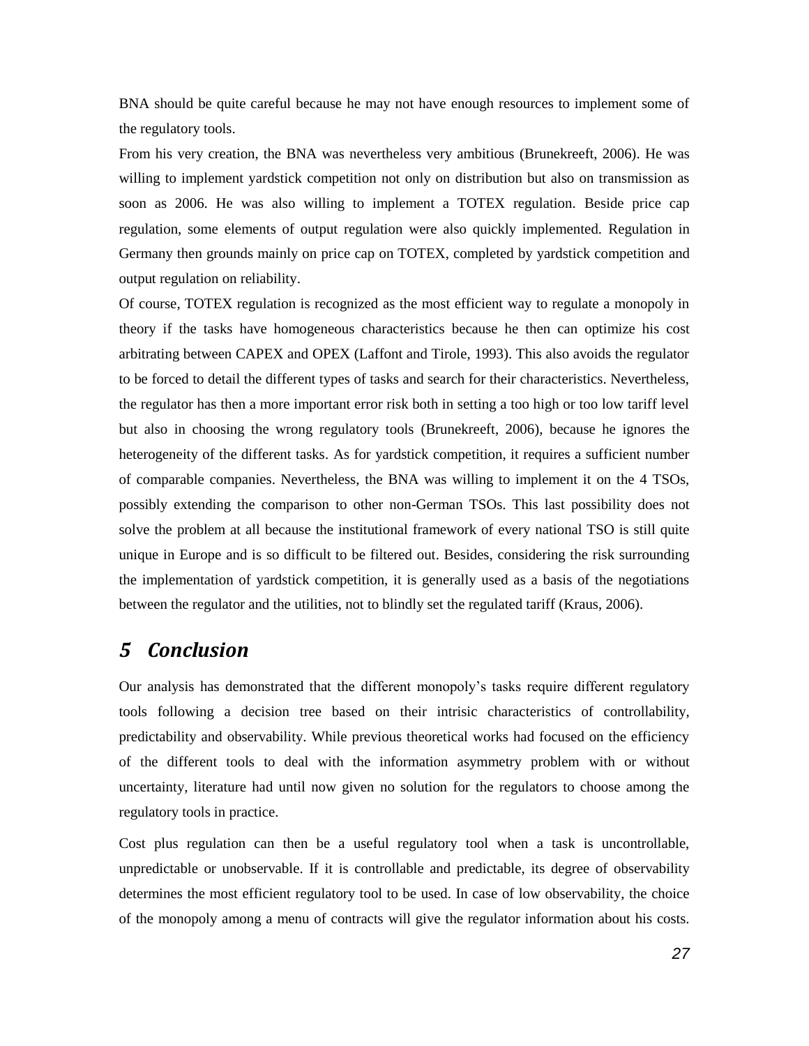BNA should be quite careful because he may not have enough resources to implement some of the regulatory tools.

From his very creation, the BNA was nevertheless very ambitious (Brunekreeft, 2006). He was willing to implement yardstick competition not only on distribution but also on transmission as soon as 2006. He was also willing to implement a TOTEX regulation. Beside price cap regulation, some elements of output regulation were also quickly implemented. Regulation in Germany then grounds mainly on price cap on TOTEX, completed by yardstick competition and output regulation on reliability.

Of course, TOTEX regulation is recognized as the most efficient way to regulate a monopoly in theory if the tasks have homogeneous characteristics because he then can optimize his cost arbitrating between CAPEX and OPEX (Laffont and Tirole, 1993). This also avoids the regulator to be forced to detail the different types of tasks and search for their characteristics. Nevertheless, the regulator has then a more important error risk both in setting a too high or too low tariff level but also in choosing the wrong regulatory tools (Brunekreeft, 2006), because he ignores the heterogeneity of the different tasks. As for yardstick competition, it requires a sufficient number of comparable companies. Nevertheless, the BNA was willing to implement it on the 4 TSOs, possibly extending the comparison to other non-German TSOs. This last possibility does not solve the problem at all because the institutional framework of every national TSO is still quite unique in Europe and is so difficult to be filtered out. Besides, considering the risk surrounding the implementation of yardstick competition, it is generally used as a basis of the negotiations between the regulator and the utilities, not to blindly set the regulated tariff (Kraus, 2006).

# *5 Conclusion*

Our analysis has demonstrated that the different monopoly's tasks require different regulatory tools following a decision tree based on their intrisic characteristics of controllability, predictability and observability. While previous theoretical works had focused on the efficiency of the different tools to deal with the information asymmetry problem with or without uncertainty, literature had until now given no solution for the regulators to choose among the regulatory tools in practice.

Cost plus regulation can then be a useful regulatory tool when a task is uncontrollable, unpredictable or unobservable. If it is controllable and predictable, its degree of observability determines the most efficient regulatory tool to be used. In case of low observability, the choice of the monopoly among a menu of contracts will give the regulator information about his costs.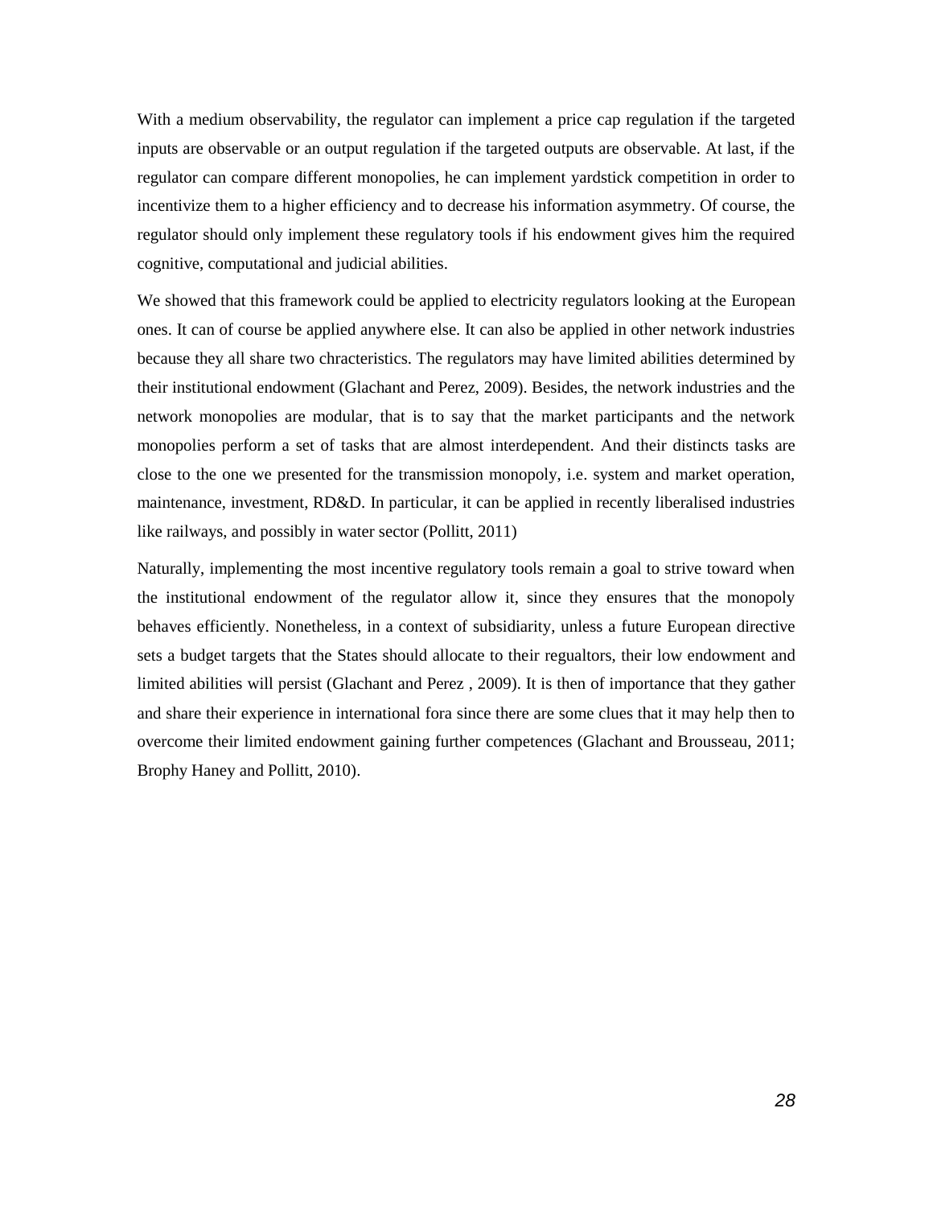With a medium observability, the regulator can implement a price cap regulation if the targeted inputs are observable or an output regulation if the targeted outputs are observable. At last, if the regulator can compare different monopolies, he can implement yardstick competition in order to incentivize them to a higher efficiency and to decrease his information asymmetry. Of course, the regulator should only implement these regulatory tools if his endowment gives him the required cognitive, computational and judicial abilities.

We showed that this framework could be applied to electricity regulators looking at the European ones. It can of course be applied anywhere else. It can also be applied in other network industries because they all share two chracteristics. The regulators may have limited abilities determined by their institutional endowment (Glachant and Perez, 2009). Besides, the network industries and the network monopolies are modular, that is to say that the market participants and the network monopolies perform a set of tasks that are almost interdependent. And their distincts tasks are close to the one we presented for the transmission monopoly, i.e. system and market operation, maintenance, investment, RD&D. In particular, it can be applied in recently liberalised industries like railways, and possibly in water sector (Pollitt, 2011)

Naturally, implementing the most incentive regulatory tools remain a goal to strive toward when the institutional endowment of the regulator allow it, since they ensures that the monopoly behaves efficiently. Nonetheless, in a context of subsidiarity, unless a future European directive sets a budget targets that the States should allocate to their regualtors, their low endowment and limited abilities will persist (Glachant and Perez , 2009). It is then of importance that they gather and share their experience in international fora since there are some clues that it may help then to overcome their limited endowment gaining further competences (Glachant and Brousseau, 2011; Brophy Haney and Pollitt, 2010).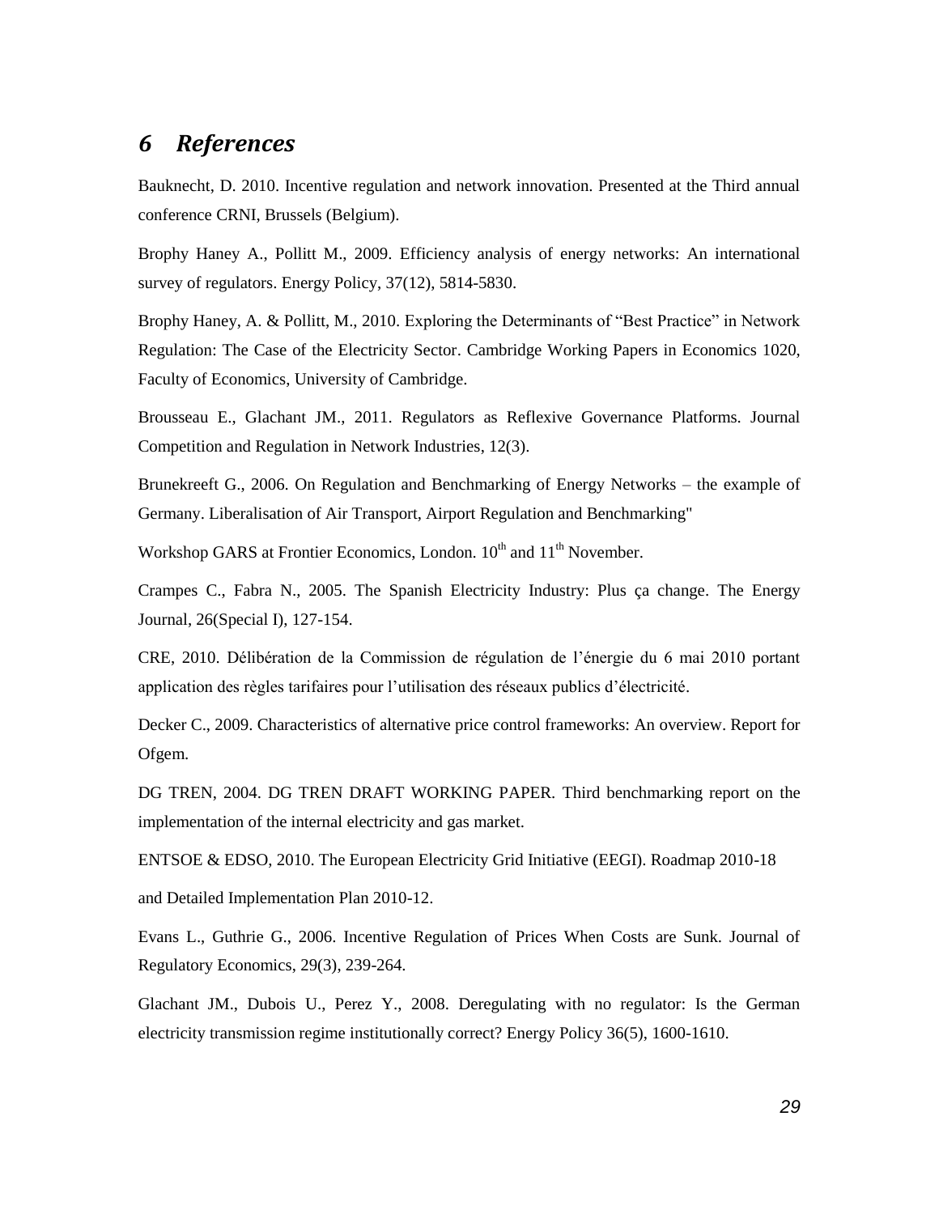# 6 References

Bauknecht, D. 2010. Incentive regulation and network innovation. Presented at the Third annual conference CRNI, Brussels (Belgium).

Brophy Haney A., Pollitt M., 2009. Efficiency analysis of energy networks: An international survey of regulators. Energy Policy, 37(12), 5814-5830.

Brophy Haney, A. & Pollitt, M., 2010. Exploring the Determinants of "Best Practice" in Network Regulation: The Case of the Electricity Sector. Cambridge Working Papers in Economics 1020, Faculty of Economics, University of Cambridge.

Brousseau E., Glachant JM., 2011. Regulators as Reflexive Governance Platforms. Journal Competition and Regulation in Network Industries, 12(3).

Brunekreeft G., 2006. On Regulation and Benchmarking of Energy Networks – the example of Germany. Liberalisation of Air Transport, Airport Regulation and Benchmarking"

Workshop GARS at Frontier Economics, London. 10th and 11th November.

Crampes C., Fabra N., 2005. The Spanish Electricity Industry: Plus ça change. The Energy Journal, 26(Special I), 127-154.

CRE, 2010. Délibération de la Commission de régulation de l'énergie du 6 mai 2010 portant application des règles tarifaires pour l'utilisation des réseaux publics d'électricité.

Decker C., 2009. Characteristics of alternative price control frameworks: An overview. Report for Ofgem.

DG TREN, 2004. DG TREN DRAFT WORKING PAPER. Third benchmarking report on the implementation of the internal electricity and gas market.

ENTSOE & EDSO, 2010. The European Electricity Grid Initiative (EEGI). Roadmap 2010-18

and Detailed Implementation Plan 2010-12.

Evans L., Guthrie G., 2006. Incentive Regulation of Prices When Costs are Sunk. Journal of Regulatory Economics, 29(3), 239-264.

Glachant JM., Dubois U., Perez Y., 2008. Deregulating with no regulator: Is the German electricity transmission regime institutionally correct? Energy Policy 36(5), 1600-1610.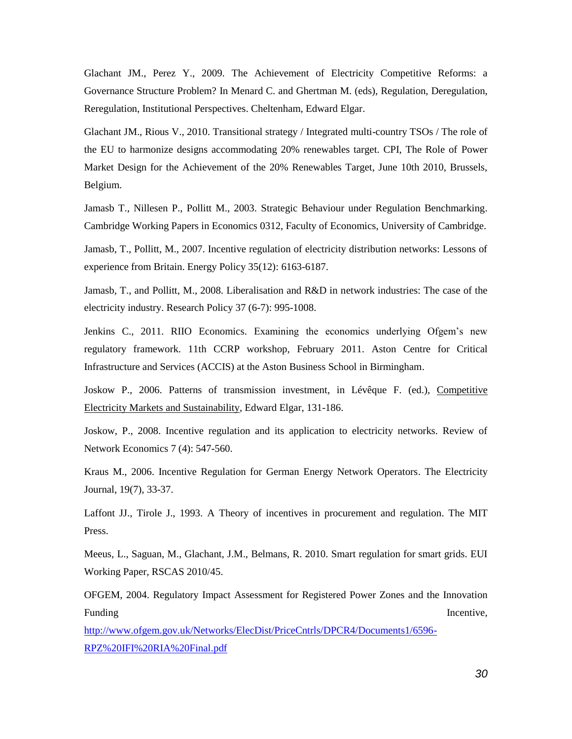Glachant JM., Perez Y., 2009. The Achievement of Electricity Competitive Reforms: a Governance Structure Problem? In Menard C. and Ghertman M. (eds), Regulation, Deregulation, Reregulation, Institutional Perspectives. Cheltenham, Edward Elgar.

Glachant JM., Rious V., 2010. Transitional strategy / Integrated multi-country TSOs / The role of the EU to harmonize designs accommodating 20% renewables target. CPI, The Role of Power Market Design for the Achievement of the 20% Renewables Target, June 10th 2010, Brussels, Belgium.

Jamasb T., Nillesen P., Pollitt M., 2003. Strategic Behaviour under Regulation Benchmarking. Cambridge Working Papers in Economics 0312, Faculty of Economics, University of Cambridge.

Jamasb, T., Pollitt, M., 2007. Incentive regulation of electricity distribution networks: Lessons of experience from Britain. Energy Policy 35(12): 6163-6187.

Jamasb, T., and Pollitt, M., 2008. Liberalisation and R&D in network industries: The case of the electricity industry. Research Policy 37 (6-7): 995-1008.

Jenkins C., 2011. RIIO Economics. Examining the economics underlying Ofgem's new regulatory framework. 11th CCRP workshop, February 2011. Aston Centre for Critical Infrastructure and Services (ACCIS) at the Aston Business School in Birmingham.

Joskow P., 2006. Patterns of transmission investment, in Lévêque F. (ed.), Competitive Electricity Markets and Sustainability, Edward Elgar, 131-186.

Joskow, P., 2008. Incentive regulation and its application to electricity networks. Review of Network Economics 7 (4): 547-560.

Kraus M., 2006. Incentive Regulation for German Energy Network Operators. The Electricity Journal, 19(7), 33-37.

Laffont JJ., Tirole J., 1993. A Theory of incentives in procurement and regulation. The MIT Press.

Meeus, L., Saguan, M., Glachant, J.M., Belmans, R. 2010. Smart regulation for smart grids. EUI Working Paper, RSCAS 2010/45.

OFGEM, 2004. Regulatory Impact Assessment for Registered Power Zones and the Innovation Funding Incentive, http://www.ofgem.gov.uk/Networks/ElecDist/PriceCntrls/DPCR4/Documents1/6596-RPZ%20IFI%20RIA%20Final.pdf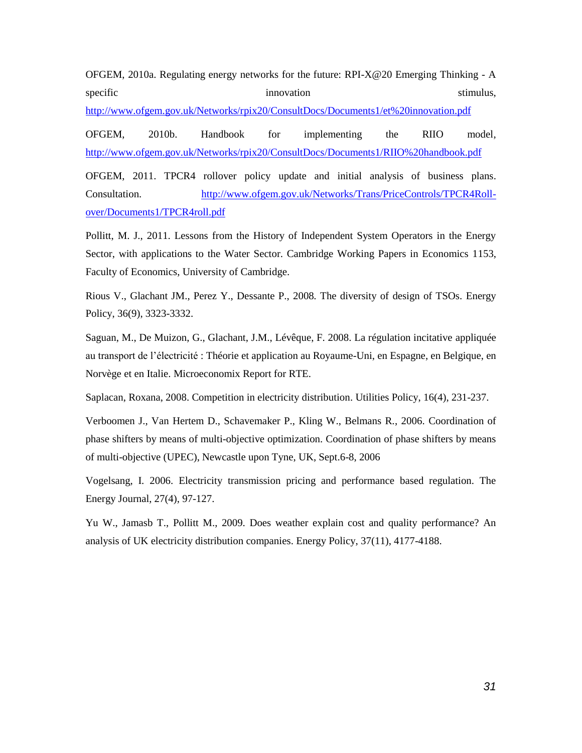OFGEM, 2010a. Regulating energy networks for the future: RPI-X@20 Emerging Thinking - A specific innovation stimulus, http://www.ofgem.gov.uk/Networks/rpix20/ConsultDocs/Documents1/et%20innovation.pdf

OFGEM, 2010b. Handbook for implementing the RIIO model, http://www.ofgem.gov.uk/Networks/rpix20/ConsultDocs/Documents1/RIIO%20handbook.pdf

OFGEM, 2011. TPCR4 rollover policy update and initial analysis of business plans. Consultation. http://www.ofgem.gov.uk/Networks/Trans/PriceControls/TPCR4Roll-over/Documents1/TPCR4roll.pdf

Pollitt, M. J., 2011. Lessons from the History of Independent System Operators in the Energy Sector, with applications to the Water Sector. Cambridge Working Papers in Economics 1153, Faculty of Economics, University of Cambridge.

Rious V., Glachant JM., Perez Y., Dessante P., 2008. The diversity of design of TSOs. Energy Policy, 36(9), 3323-3332.

Saguan, M., De Muizon, G., Glachant, J.M., Lévêque, F. 2008. La régulation incitative appliquée au transport de l'électricité : Théorie et application au Royaume-Uni, en Espagne, en Belgique, en Norvège et en Italie. Microeconomix Report for RTE.

Saplacan, Roxana, 2008. Competition in electricity distribution. Utilities Policy, 16(4), 231-237.

Verboomen J., Van Hertem D., Schavemaker P., Kling W., Belmans R., 2006. Coordination of phase shifters by means of multi-objective optimization. Coordination of phase shifters by means of multi-objective (UPEC), Newcastle upon Tyne, UK, Sept.6-8, 2006

Vogelsang, I. 2006. Electricity transmission pricing and performance based regulation. The Energy Journal, 27(4), 97-127.

Yu W., Jamasb T., Pollitt M., 2009. Does weather explain cost and quality performance? An analysis of UK electricity distribution companies. Energy Policy, 37(11), 4177-4188.